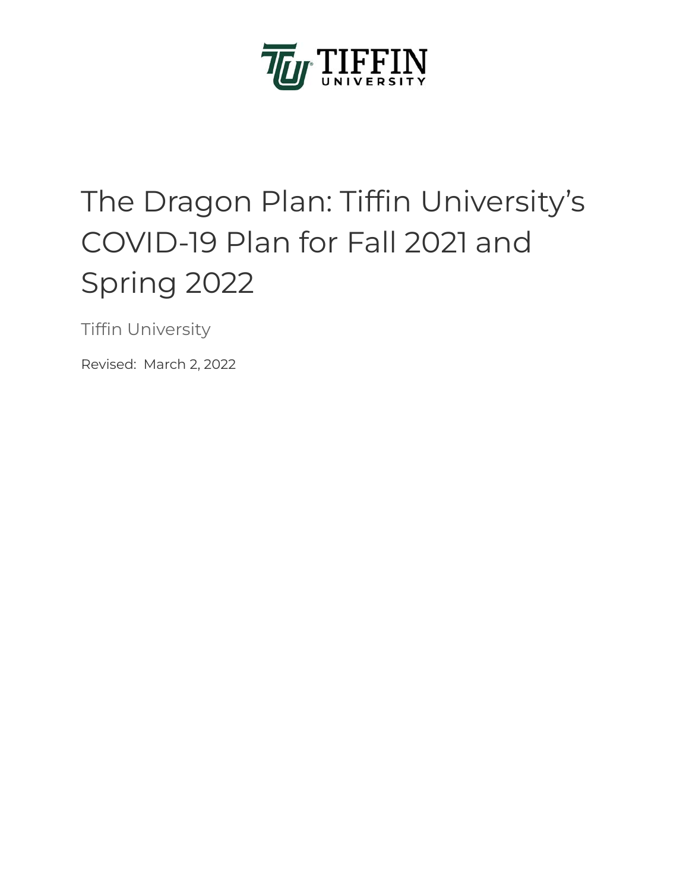TIFFIN UNIVERSITY

# The Dragon Plan: Tiffin University's COVID-19 Plan for Fall 2021 and Spring 2022

Tiffin University

Revised: March 2, 2022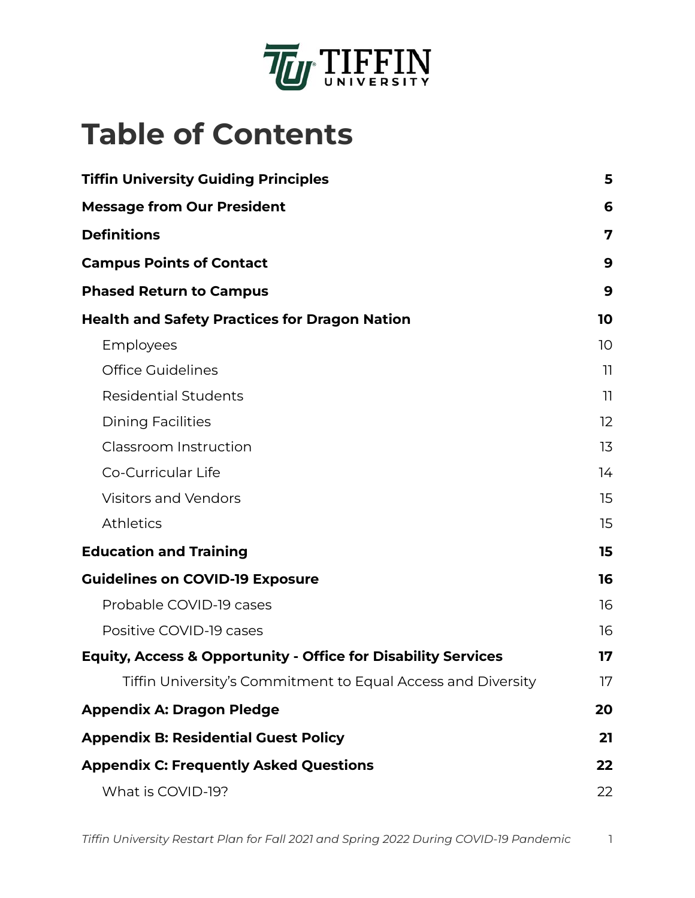# Table of Contents

| | |
|---|---|
| **Tiffin University Guiding Principles** | **5** |
| **Message from Our President** | **6** |
| **Definitions** | **7** |
| **Campus Points of Contact** | **9** |
| **Phased Return to Campus** | **9** |
| **Health and Safety Practices for Dragon Nation** | **10** |
| Employees | 10 |
| Office Guidelines | 11 |
| Residential Students | 11 |
| Dining Facilities | 12 |
| Classroom Instruction | 13 |
| Co-Curricular Life | 14 |
| Visitors and Vendors | 15 |
| Athletics | 15 |
| **Education and Training** | **15** |
| **Guidelines on COVID-19 Exposure** | **16** |
| Probable COVID-19 cases | 16 |
| Positive COVID-19 cases | 16 |
| **Equity, Access & Opportunity - Office for Disability Services** | **17** |
| Tiffin University's Commitment to Equal Access and Diversity | 17 |
| **Appendix A: Dragon Pledge** | **20** |
| **Appendix B: Residential Guest Policy** | **21** |
| **Appendix C: Frequently Asked Questions** | **22** |
| What is COVID-19? | 22 |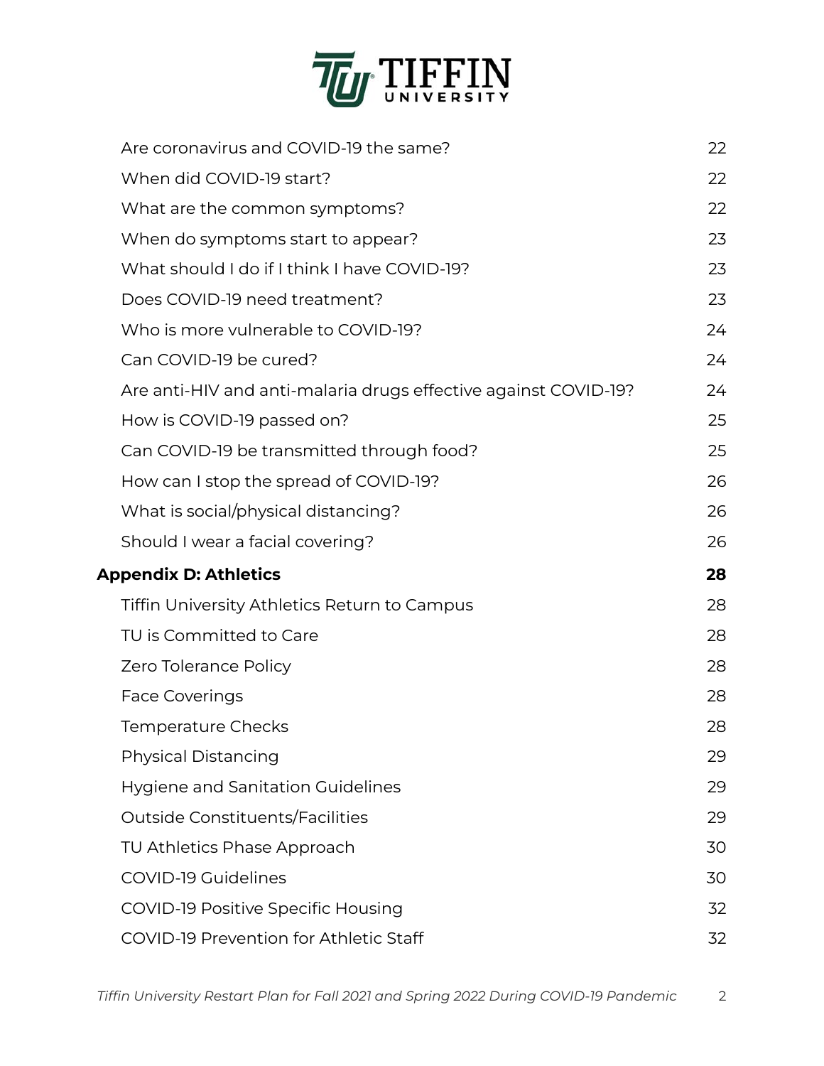| | |
|---|---|
| Are coronavirus and COVID-19 the same? | 22 |
| When did COVID-19 start? | 22 |
| What are the common symptoms? | 22 |
| When do symptoms start to appear? | 23 |
| What should I do if I think I have COVID-19? | 23 |
| Does COVID-19 need treatment? | 23 |
| Who is more vulnerable to COVID-19? | 24 |
| Can COVID-19 be cured? | 24 |
| Are anti-HIV and anti-malaria drugs effective against COVID-19? | 24 |
| How is COVID-19 passed on? | 25 |
| Can COVID-19 be transmitted through food? | 25 |
| How can I stop the spread of COVID-19? | 26 |
| What is social/physical distancing? | 26 |
| Should I wear a facial covering? | 26 |
| **Appendix D: Athletics** | **28** |
| Tiffin University Athletics Return to Campus | 28 |
| TU is Committed to Care | 28 |
| Zero Tolerance Policy | 28 |
| Face Coverings | 28 |
| Temperature Checks | 28 |
| Physical Distancing | 29 |
| Hygiene and Sanitation Guidelines | 29 |
| Outside Constituents/Facilities | 29 |
| TU Athletics Phase Approach | 30 |
| COVID-19 Guidelines | 30 |
| COVID-19 Positive Specific Housing | 32 |
| COVID-19 Prevention for Athletic Staff | 32 |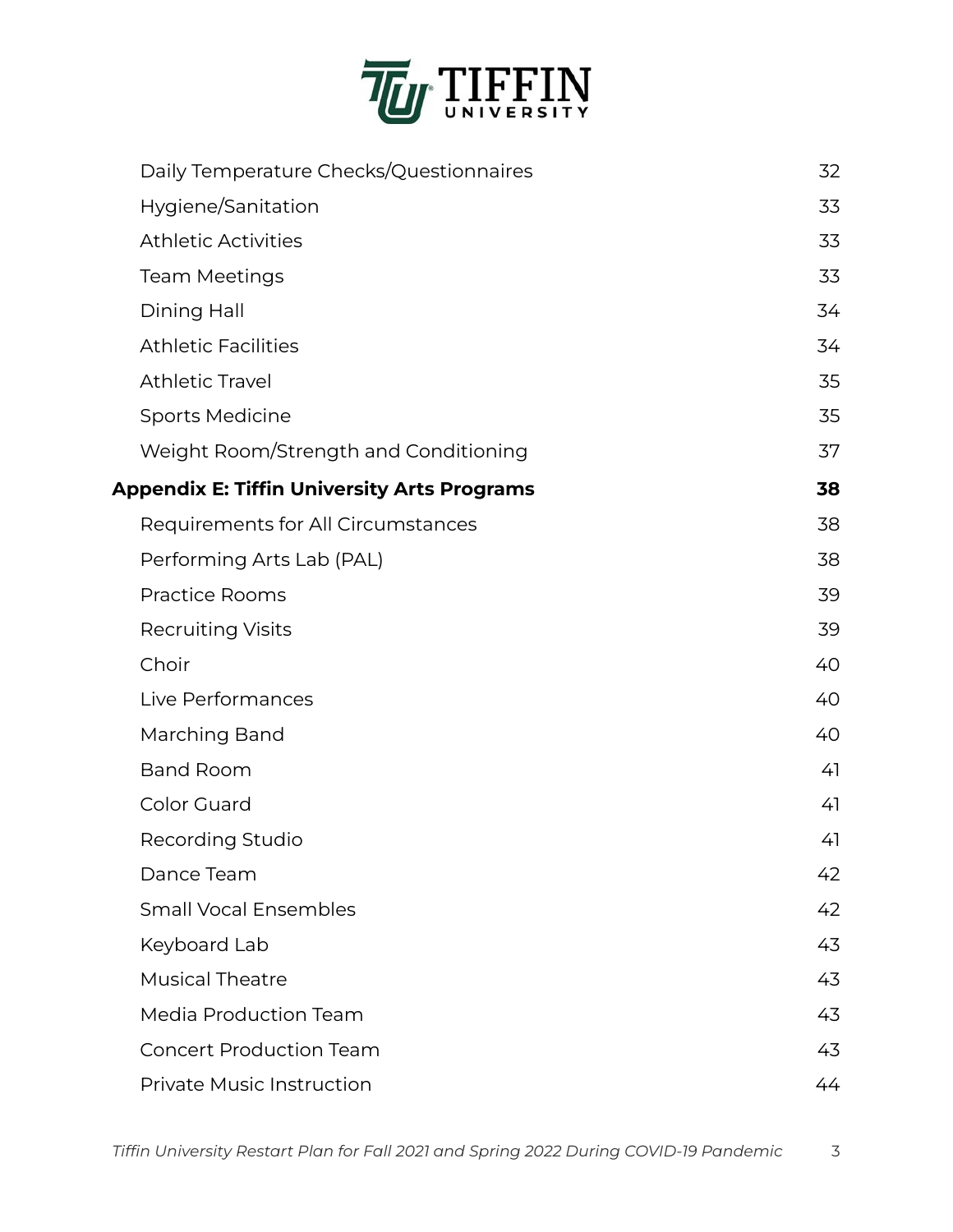| | |
|---|---|
| Daily Temperature Checks/Questionnaires | 32 |
| Hygiene/Sanitation | 33 |
| Athletic Activities | 33 |
| Team Meetings | 33 |
| Dining Hall | 34 |
| Athletic Facilities | 34 |
| Athletic Travel | 35 |
| Sports Medicine | 35 |
| Weight Room/Strength and Conditioning | 37 |
| **Appendix E: Tiffin University Arts Programs** | **38** |
| Requirements for All Circumstances | 38 |
| Performing Arts Lab (PAL) | 38 |
| Practice Rooms | 39 |
| Recruiting Visits | 39 |
| Choir | 40 |
| Live Performances | 40 |
| Marching Band | 40 |
| Band Room | 41 |
| Color Guard | 41 |
| Recording Studio | 41 |
| Dance Team | 42 |
| Small Vocal Ensembles | 42 |
| Keyboard Lab | 43 |
| Musical Theatre | 43 |
| Media Production Team | 43 |
| Concert Production Team | 43 |
| Private Music Instruction | 44 |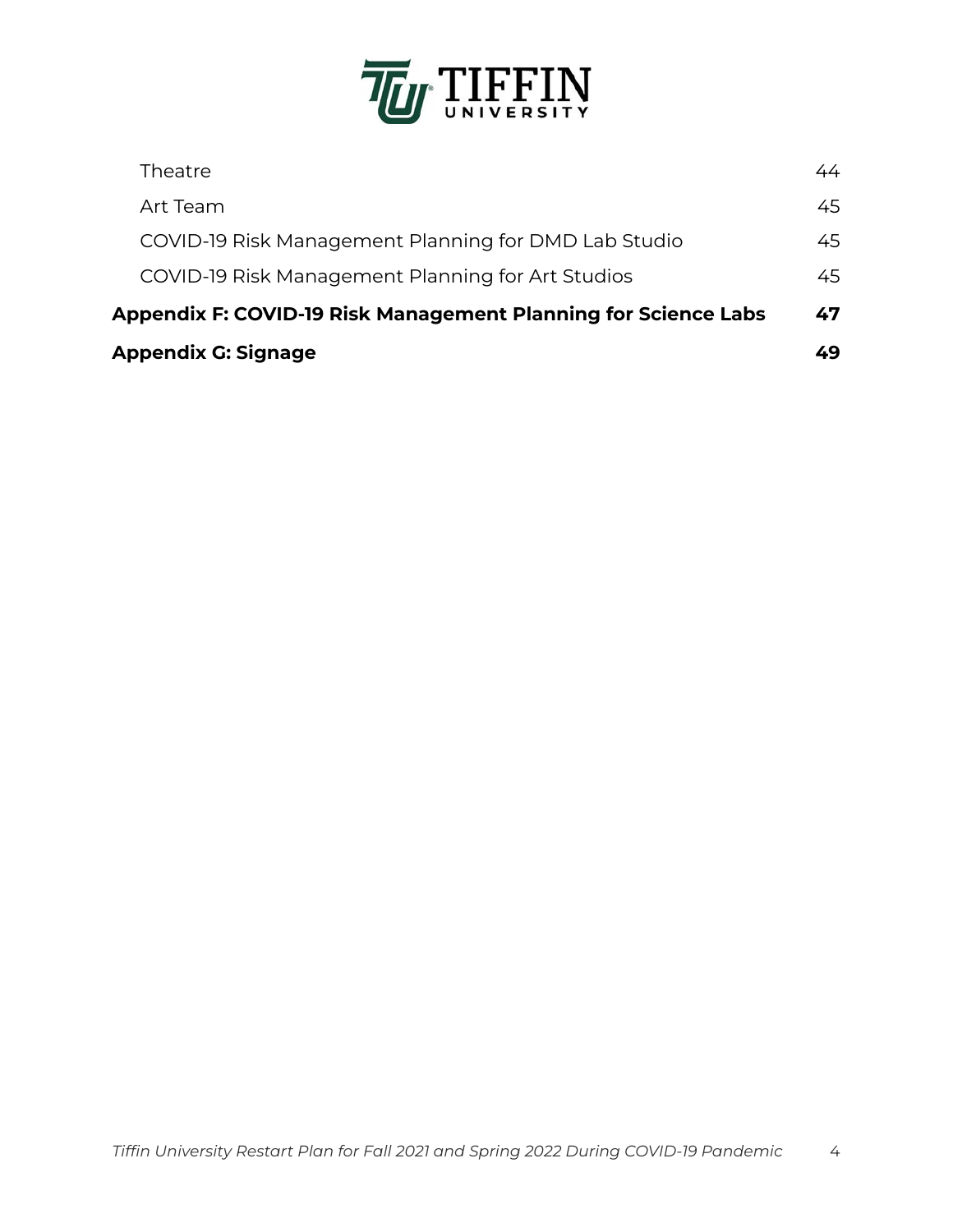Theatre 44

Art Team 45

COVID-19 Risk Management Planning for DMD Lab Studio 45

COVID-19 Risk Management Planning for Art Studios 45

**Appendix F: COVID-19 Risk Management Planning for Science Labs 47**

**Appendix G: Signage 49**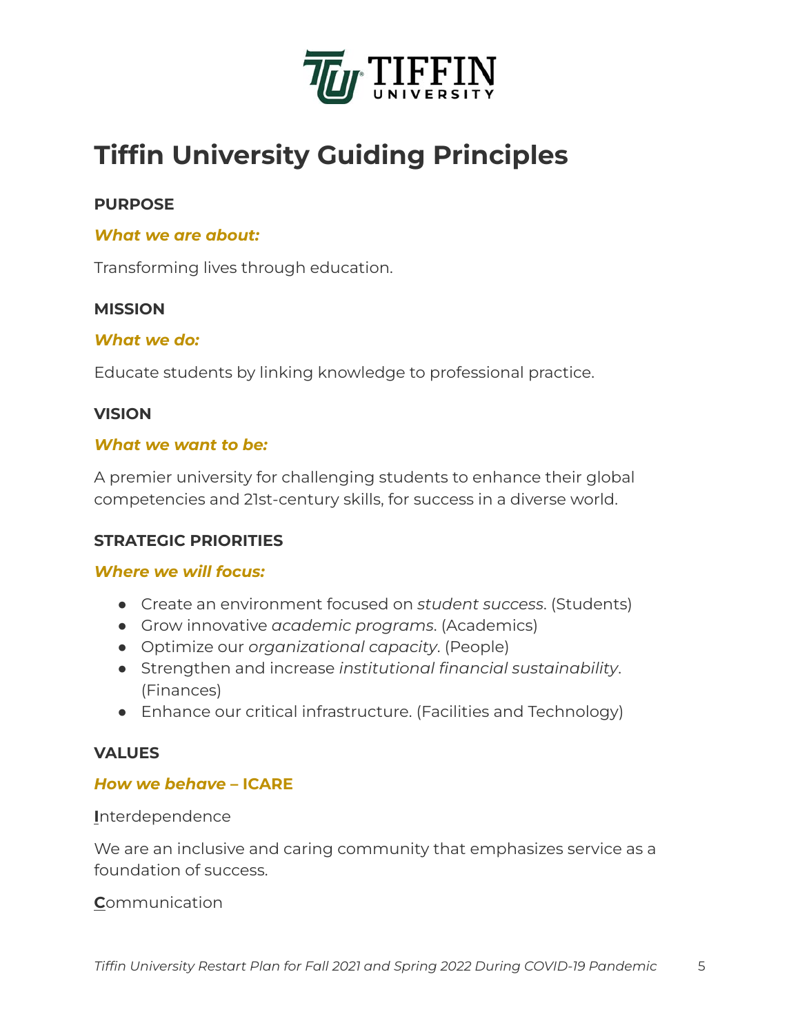# Tiffin University Guiding Principles

**PURPOSE**

***What we are about:***

Transforming lives through education.

**MISSION**

***What we do:***

Educate students by linking knowledge to professional practice.

**VISION**

***What we want to be:***

A premier university for challenging students to enhance their global competencies and 21st-century skills, for success in a diverse world.

**STRATEGIC PRIORITIES**

***Where we will focus:***

- Create an environment focused on *student success*. (Students)
- Grow innovative *academic programs*. (Academics)
- Optimize our *organizational capacity*. (People)
- Strengthen and increase *institutional financial sustainability*. (Finances)
- Enhance our critical infrastructure. (Facilities and Technology)

**VALUES**

***How we behave* – ICARE**

**I**nterdependence

We are an inclusive and caring community that emphasizes service as a foundation of success.

**C**ommunication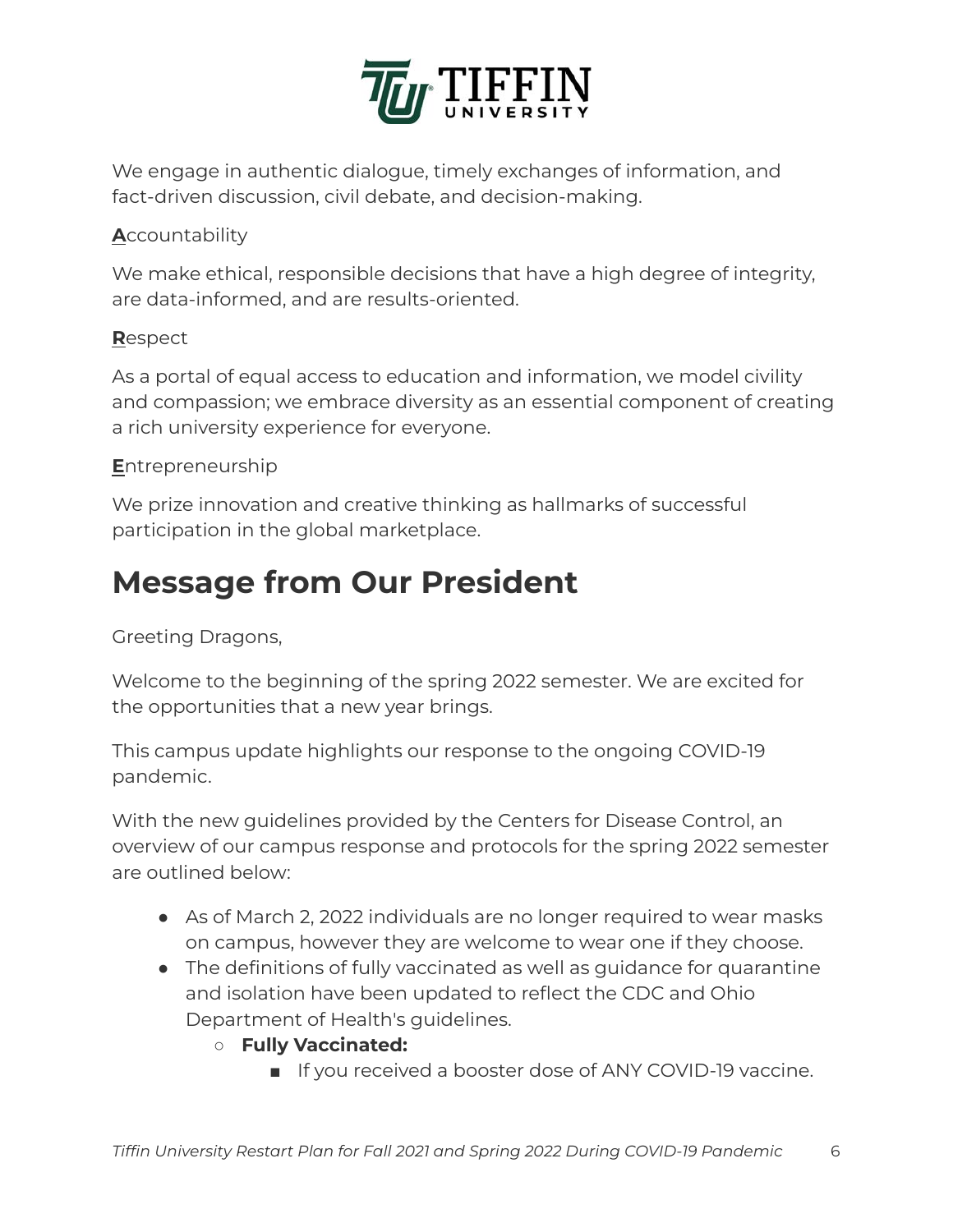We engage in authentic dialogue, timely exchanges of information, and fact-driven discussion, civil debate, and decision-making.

**A**ccountability

We make ethical, responsible decisions that have a high degree of integrity, are data-informed, and are results-oriented.

**R**espect

As a portal of equal access to education and information, we model civility and compassion; we embrace diversity as an essential component of creating a rich university experience for everyone.

**E**ntrepreneurship

We prize innovation and creative thinking as hallmarks of successful participation in the global marketplace.

# Message from Our President

Greeting Dragons,

Welcome to the beginning of the spring 2022 semester. We are excited for the opportunities that a new year brings.

This campus update highlights our response to the ongoing COVID-19 pandemic.

With the new guidelines provided by the Centers for Disease Control, an overview of our campus response and protocols for the spring 2022 semester are outlined below:

- As of March 2, 2022 individuals are no longer required to wear masks on campus, however they are welcome to wear one if they choose.
- The definitions of fully vaccinated as well as guidance for quarantine and isolation have been updated to reflect the CDC and Ohio Department of Health's guidelines.
  - **Fully Vaccinated:**
    - If you received a booster dose of ANY COVID-19 vaccine.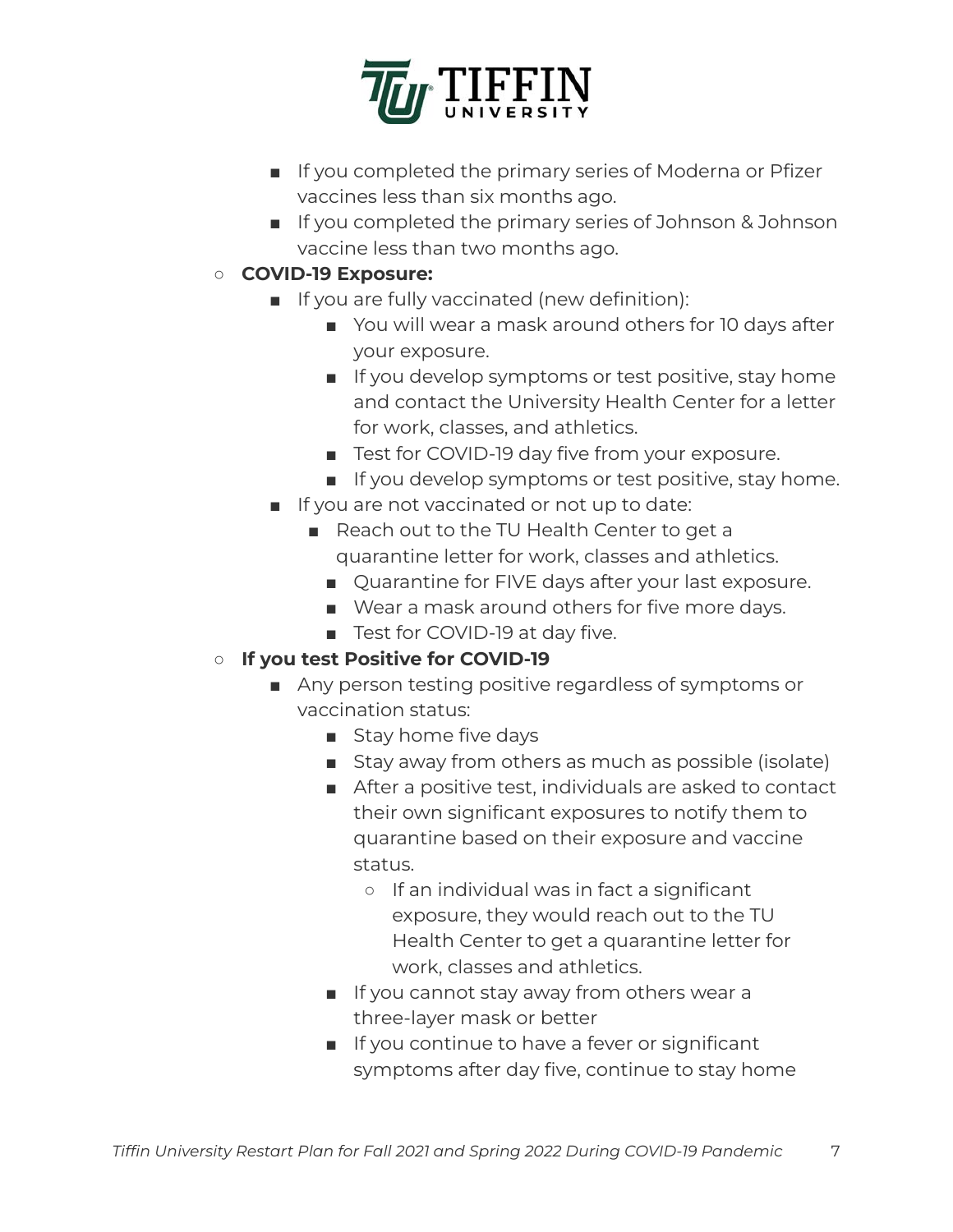- If you completed the primary series of Moderna or Pfizer vaccines less than six months ago.
        - If you completed the primary series of Johnson & Johnson vaccine less than two months ago.
    - **COVID-19 Exposure:**
        - If you are fully vaccinated (new definition):
            - You will wear a mask around others for 10 days after your exposure.
            - If you develop symptoms or test positive, stay home and contact the University Health Center for a letter for work, classes, and athletics.
            - Test for COVID-19 day five from your exposure.
            - If you develop symptoms or test positive, stay home.
        - If you are not vaccinated or not up to date:
            - Reach out to the TU Health Center to get a quarantine letter for work, classes and athletics.
            - Quarantine for FIVE days after your last exposure.
            - Wear a mask around others for five more days.
            - Test for COVID-19 at day five.
    - **If you test Positive for COVID-19**
        - Any person testing positive regardless of symptoms or vaccination status:
            - Stay home five days
            - Stay away from others as much as possible (isolate)
            - After a positive test, individuals are asked to contact their own significant exposures to notify them to quarantine based on their exposure and vaccine status.
                - If an individual was in fact a significant exposure, they would reach out to the TU Health Center to get a quarantine letter for work, classes and athletics.
            - If you cannot stay away from others wear a three-layer mask or better
            - If you continue to have a fever or significant symptoms after day five, continue to stay home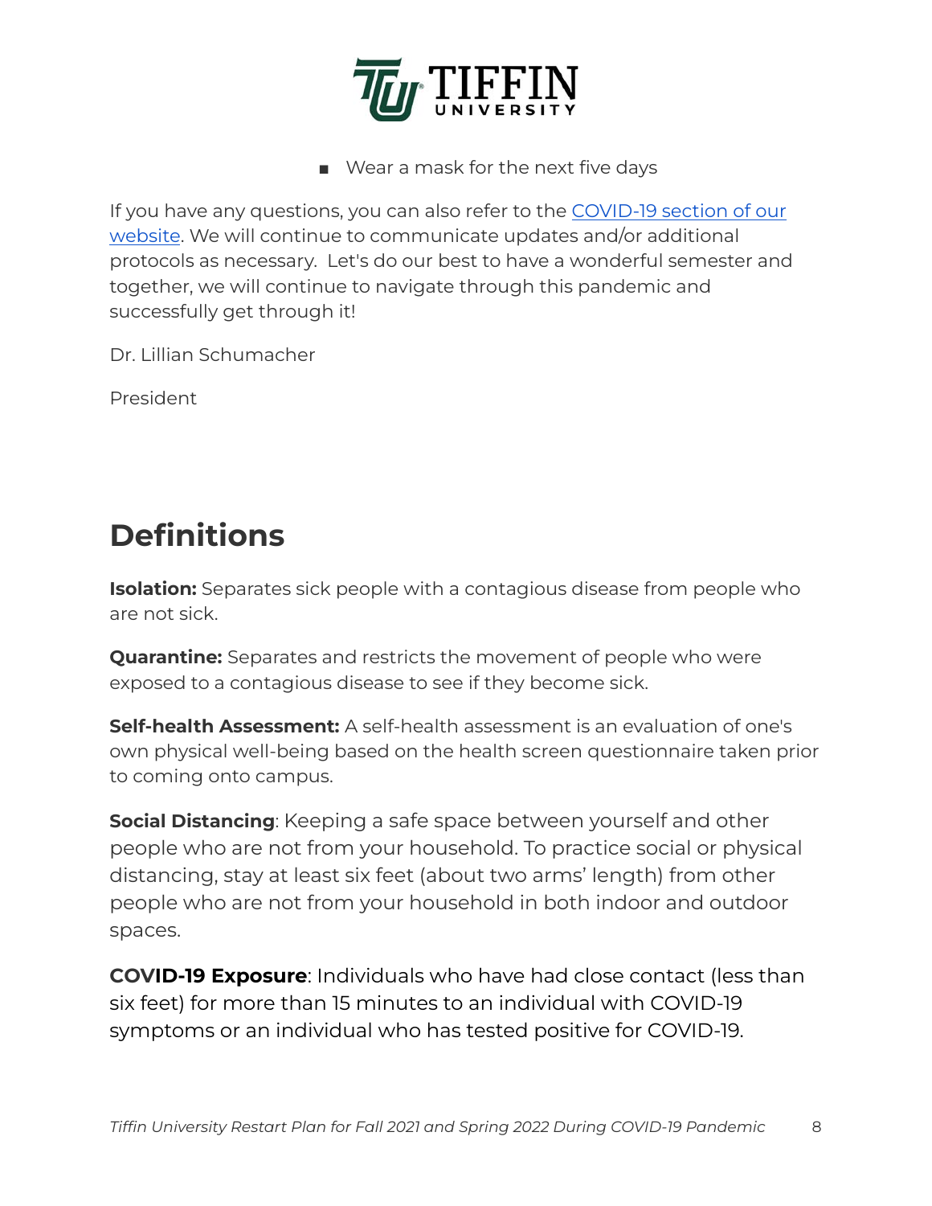- Wear a mask for the next five days

If you have any questions, you can also refer to the COVID-19 section of our website. We will continue to communicate updates and/or additional protocols as necessary. Let's do our best to have a wonderful semester and together, we will continue to navigate through this pandemic and successfully get through it!

Dr. Lillian Schumacher

President

# Definitions

**Isolation:** Separates sick people with a contagious disease from people who are not sick.

**Quarantine:** Separates and restricts the movement of people who were exposed to a contagious disease to see if they become sick.

**Self-health Assessment:** A self-health assessment is an evaluation of one's own physical well-being based on the health screen questionnaire taken prior to coming onto campus.

**Social Distancing**: Keeping a safe space between yourself and other people who are not from your household. To practice social or physical distancing, stay at least six feet (about two arms' length) from other people who are not from your household in both indoor and outdoor spaces.

**COVID-19 Exposure**: Individuals who have had close contact (less than six feet) for more than 15 minutes to an individual with COVID-19 symptoms or an individual who has tested positive for COVID-19.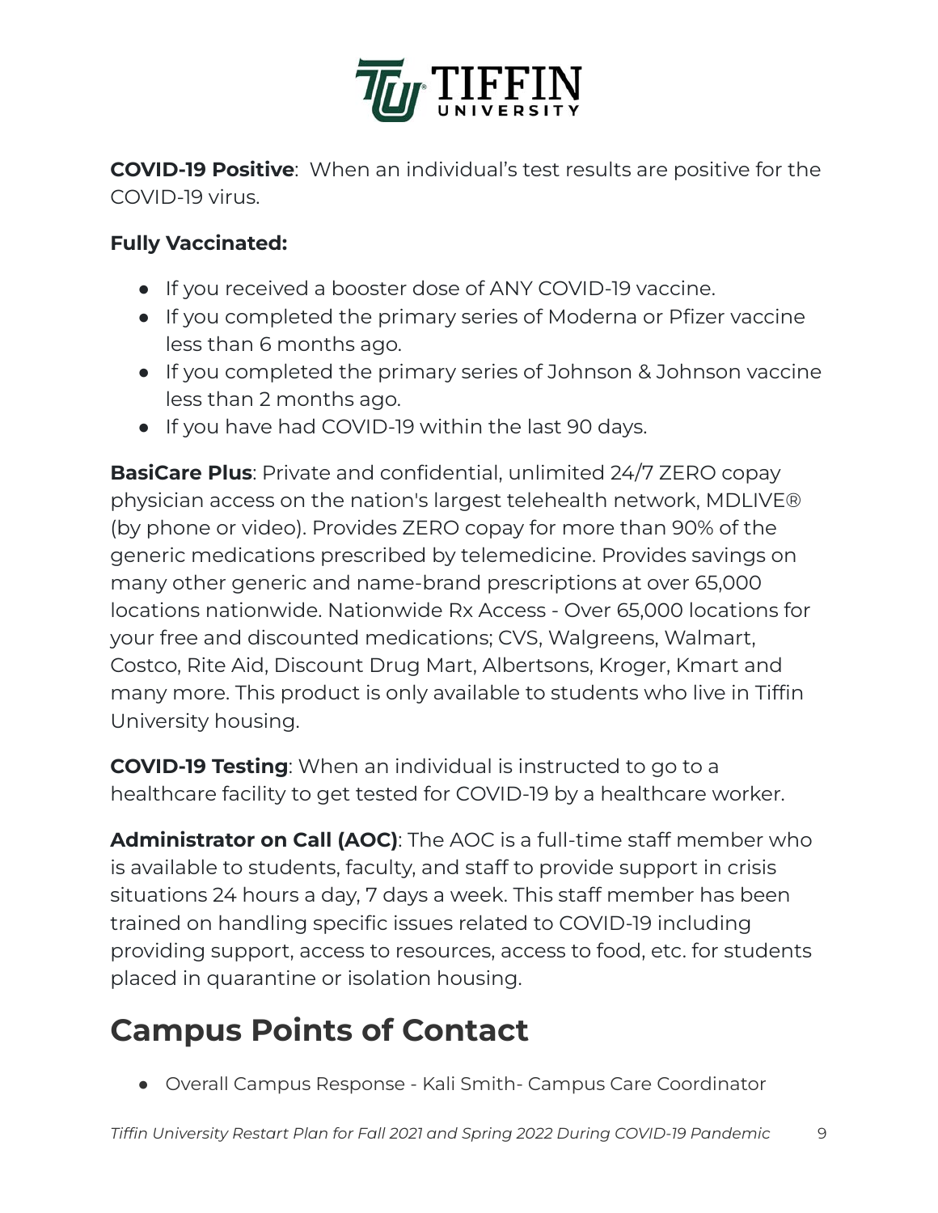**COVID-19 Positive**: When an individual's test results are positive for the COVID-19 virus.

**Fully Vaccinated:**

- If you received a booster dose of ANY COVID-19 vaccine.
- If you completed the primary series of Moderna or Pfizer vaccine less than 6 months ago.
- If you completed the primary series of Johnson & Johnson vaccine less than 2 months ago.
- If you have had COVID-19 within the last 90 days.

**BasiCare Plus**: Private and confidential, unlimited 24/7 ZERO copay physician access on the nation's largest telehealth network, MDLIVE® (by phone or video). Provides ZERO copay for more than 90% of the generic medications prescribed by telemedicine. Provides savings on many other generic and name-brand prescriptions at over 65,000 locations nationwide. Nationwide Rx Access - Over 65,000 locations for your free and discounted medications; CVS, Walgreens, Walmart, Costco, Rite Aid, Discount Drug Mart, Albertsons, Kroger, Kmart and many more. This product is only available to students who live in Tiffin University housing.

**COVID-19 Testing**: When an individual is instructed to go to a healthcare facility to get tested for COVID-19 by a healthcare worker.

**Administrator on Call (AOC)**: The AOC is a full-time staff member who is available to students, faculty, and staff to provide support in crisis situations 24 hours a day, 7 days a week. This staff member has been trained on handling specific issues related to COVID-19 including providing support, access to resources, access to food, etc. for students placed in quarantine or isolation housing.

## Campus Points of Contact

- Overall Campus Response - Kali Smith- Campus Care Coordinator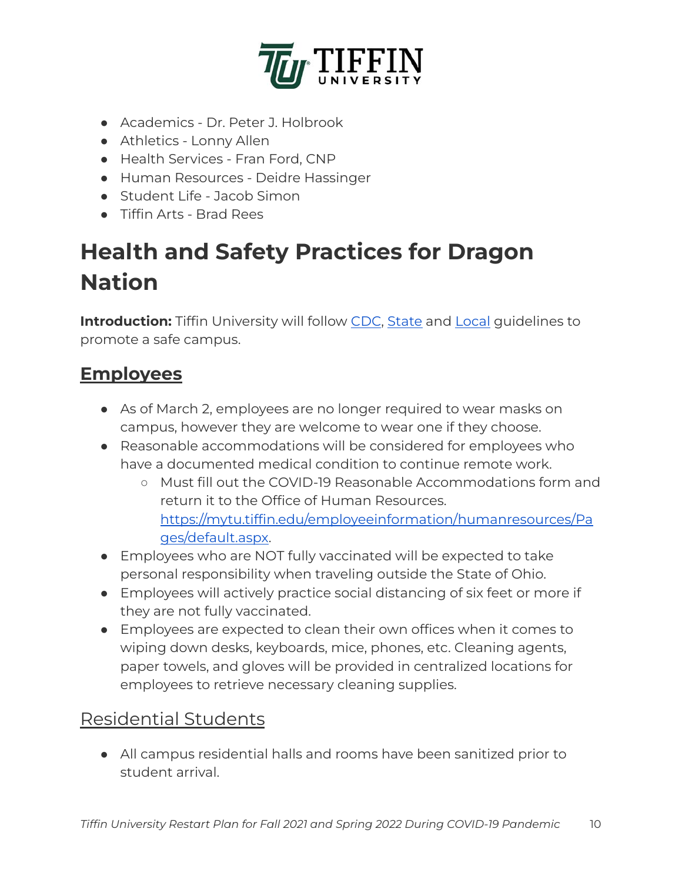- Academics - Dr. Peter J. Holbrook
- Athletics - Lonny Allen
- Health Services - Fran Ford, CNP
- Human Resources - Deidre Hassinger
- Student Life - Jacob Simon
- Tiffin Arts - Brad Rees

# Health and Safety Practices for Dragon Nation

**Introduction:** Tiffin University will follow CDC, State and Local guidelines to promote a safe campus.

## Employees

- As of March 2, employees are no longer required to wear masks on campus, however they are welcome to wear one if they choose.
- Reasonable accommodations will be considered for employees who have a documented medical condition to continue remote work.
  - Must fill out the COVID-19 Reasonable Accommodations form and return it to the Office of Human Resources. https://mytu.tiffin.edu/employeeinformation/humanresources/Pages/default.aspx.
- Employees who are NOT fully vaccinated will be expected to take personal responsibility when traveling outside the State of Ohio.
- Employees will actively practice social distancing of six feet or more if they are not fully vaccinated.
- Employees are expected to clean their own offices when it comes to wiping down desks, keyboards, mice, phones, etc. Cleaning agents, paper towels, and gloves will be provided in centralized locations for employees to retrieve necessary cleaning supplies.

## Residential Students

- All campus residential halls and rooms have been sanitized prior to student arrival.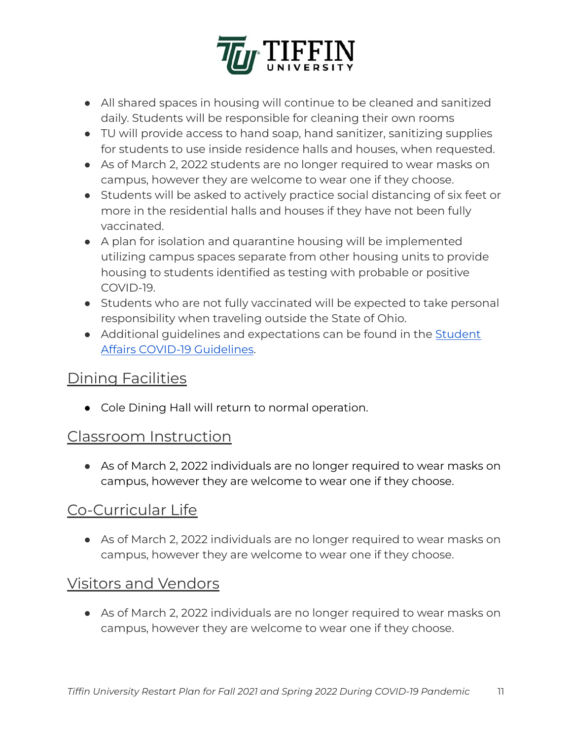- All shared spaces in housing will continue to be cleaned and sanitized daily. Students will be responsible for cleaning their own rooms
- TU will provide access to hand soap, hand sanitizer, sanitizing supplies for students to use inside residence halls and houses, when requested.
- As of March 2, 2022 students are no longer required to wear masks on campus, however they are welcome to wear one if they choose.
- Students will be asked to actively practice social distancing of six feet or more in the residential halls and houses if they have not been fully vaccinated.
- A plan for isolation and quarantine housing will be implemented utilizing campus spaces separate from other housing units to provide housing to students identified as testing with probable or positive COVID-19.
- Students who are not fully vaccinated will be expected to take personal responsibility when traveling outside the State of Ohio.
- Additional guidelines and expectations can be found in the Student Affairs COVID-19 Guidelines.

## Dining Facilities

- Cole Dining Hall will return to normal operation.

## Classroom Instruction

- As of March 2, 2022 individuals are no longer required to wear masks on campus, however they are welcome to wear one if they choose.

## Co-Curricular Life

- As of March 2, 2022 individuals are no longer required to wear masks on campus, however they are welcome to wear one if they choose.

## Visitors and Vendors

- As of March 2, 2022 individuals are no longer required to wear masks on campus, however they are welcome to wear one if they choose.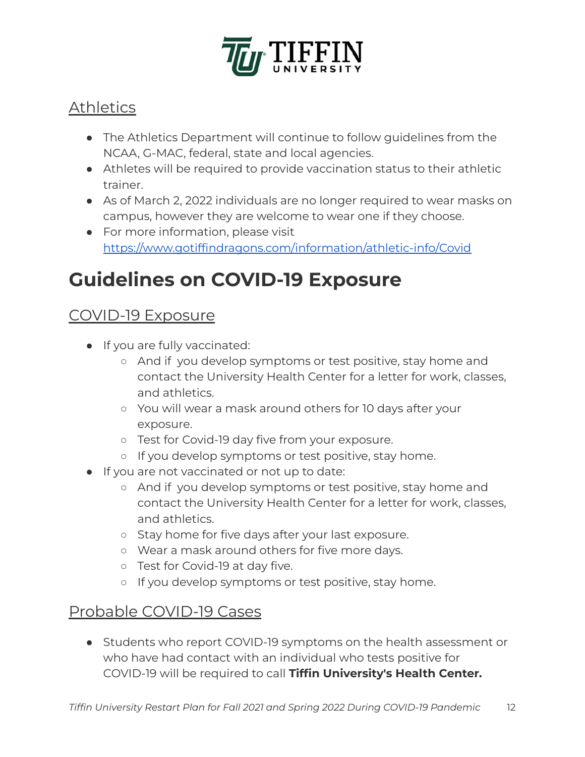## Athletics

- The Athletics Department will continue to follow guidelines from the NCAA, G-MAC, federal, state and local agencies.
- Athletes will be required to provide vaccination status to their athletic trainer.
- As of March 2, 2022 individuals are no longer required to wear masks on campus, however they are welcome to wear one if they choose.
- For more information, please visit [https://www.gotiffindragons.com/information/athletic-info/Covid](https://www.gotiffindragons.com/information/athletic-info/Covid)

# Guidelines on COVID-19 Exposure

## COVID-19 Exposure

- If you are fully vaccinated:
  - And if you develop symptoms or test positive, stay home and contact the University Health Center for a letter for work, classes, and athletics.
  - You will wear a mask around others for 10 days after your exposure.
  - Test for Covid-19 day five from your exposure.
  - If you develop symptoms or test positive, stay home.
- If you are not vaccinated or not up to date:
  - And if you develop symptoms or test positive, stay home and contact the University Health Center for a letter for work, classes, and athletics.
  - Stay home for five days after your last exposure.
  - Wear a mask around others for five more days.
  - Test for Covid-19 at day five.
  - If you develop symptoms or test positive, stay home.

## Probable COVID-19 Cases

- Students who report COVID-19 symptoms on the health assessment or who have had contact with an individual who tests positive for COVID-19 will be required to call **Tiffin University's Health Center.**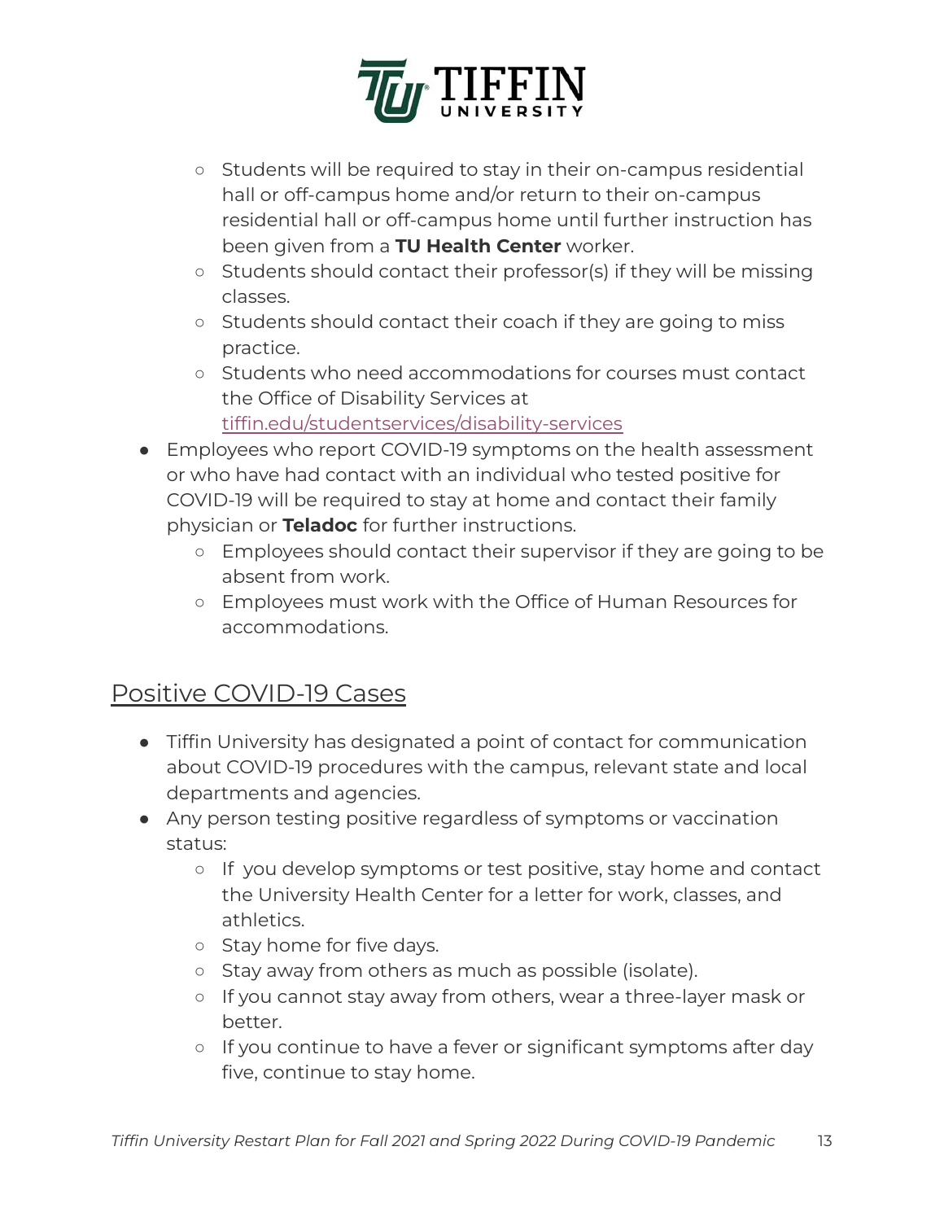- Students will be required to stay in their on-campus residential hall or off-campus home and/or return to their on-campus residential hall or off-campus home until further instruction has been given from a **TU Health Center** worker.
  - Students should contact their professor(s) if they will be missing classes.
  - Students should contact their coach if they are going to miss practice.
  - Students who need accommodations for courses must contact the Office of Disability Services at [tiffin.edu/studentservices/disability-services](tiffin.edu/studentservices/disability-services)
- Employees who report COVID-19 symptoms on the health assessment or who have had contact with an individual who tested positive for COVID-19 will be required to stay at home and contact their family physician or **Teladoc** for further instructions.
  - Employees should contact their supervisor if they are going to be absent from work.
  - Employees must work with the Office of Human Resources for accommodations.

## Positive COVID-19 Cases

- Tiffin University has designated a point of contact for communication about COVID-19 procedures with the campus, relevant state and local departments and agencies.
- Any person testing positive regardless of symptoms or vaccination status:
  - If you develop symptoms or test positive, stay home and contact the University Health Center for a letter for work, classes, and athletics.
  - Stay home for five days.
  - Stay away from others as much as possible (isolate).
  - If you cannot stay away from others, wear a three-layer mask or better.
  - If you continue to have a fever or significant symptoms after day five, continue to stay home.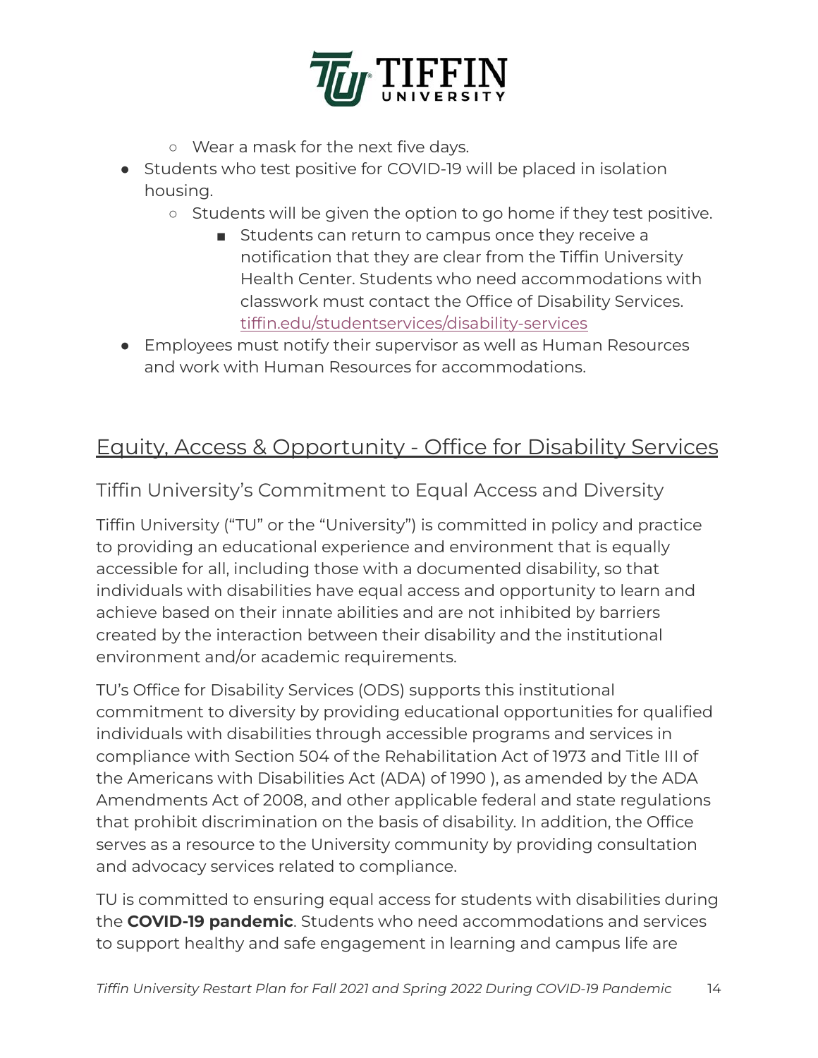- Wear a mask for the next five days.
- Students who test positive for COVID-19 will be placed in isolation housing.
    - Students will be given the option to go home if they test positive.
        - Students can return to campus once they receive a notification that they are clear from the Tiffin University Health Center. Students who need accommodations with classwork must contact the Office of Disability Services. [tiffin.edu/studentservices/disability-services](tiffin.edu/studentservices/disability-services)
- Employees must notify their supervisor as well as Human Resources and work with Human Resources for accommodations.

## Equity, Access & Opportunity - Office for Disability Services

### Tiffin University's Commitment to Equal Access and Diversity

Tiffin University ("TU" or the "University") is committed in policy and practice to providing an educational experience and environment that is equally accessible for all, including those with a documented disability, so that individuals with disabilities have equal access and opportunity to learn and achieve based on their innate abilities and are not inhibited by barriers created by the interaction between their disability and the institutional environment and/or academic requirements.

TU's Office for Disability Services (ODS) supports this institutional commitment to diversity by providing educational opportunities for qualified individuals with disabilities through accessible programs and services in compliance with Section 504 of the Rehabilitation Act of 1973 and Title III of the Americans with Disabilities Act (ADA) of 1990 ), as amended by the ADA Amendments Act of 2008, and other applicable federal and state regulations that prohibit discrimination on the basis of disability. In addition, the Office serves as a resource to the University community by providing consultation and advocacy services related to compliance.

TU is committed to ensuring equal access for students with disabilities during the **COVID-19 pandemic**. Students who need accommodations and services to support healthy and safe engagement in learning and campus life are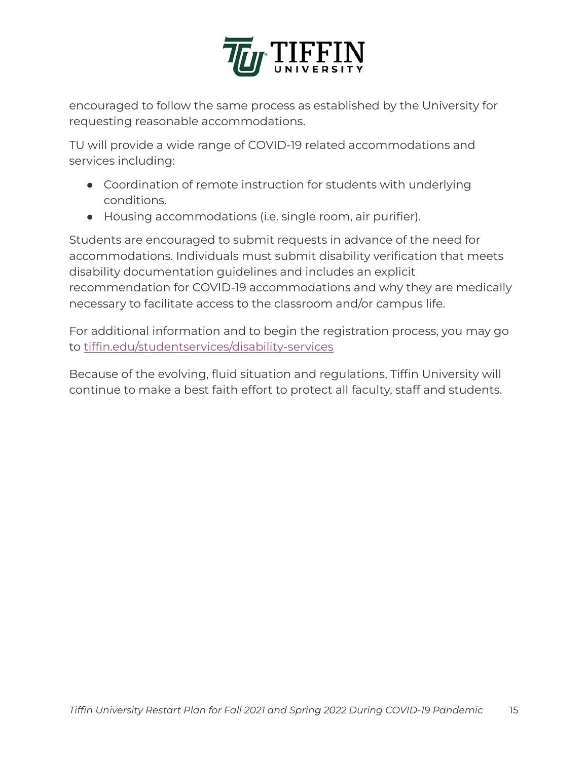encouraged to follow the same process as established by the University for requesting reasonable accommodations.

TU will provide a wide range of COVID-19 related accommodations and services including:

- Coordination of remote instruction for students with underlying conditions.
- Housing accommodations (i.e. single room, air purifier).

Students are encouraged to submit requests in advance of the need for accommodations. Individuals must submit disability verification that meets disability documentation guidelines and includes an explicit recommendation for COVID-19 accommodations and why they are medically necessary to facilitate access to the classroom and/or campus life.

For additional information and to begin the registration process, you may go to [tiffin.edu/studentservices/disability-services](tiffin.edu/studentservices/disability-services)

Because of the evolving, fluid situation and regulations, Tiffin University will continue to make a best faith effort to protect all faculty, staff and students.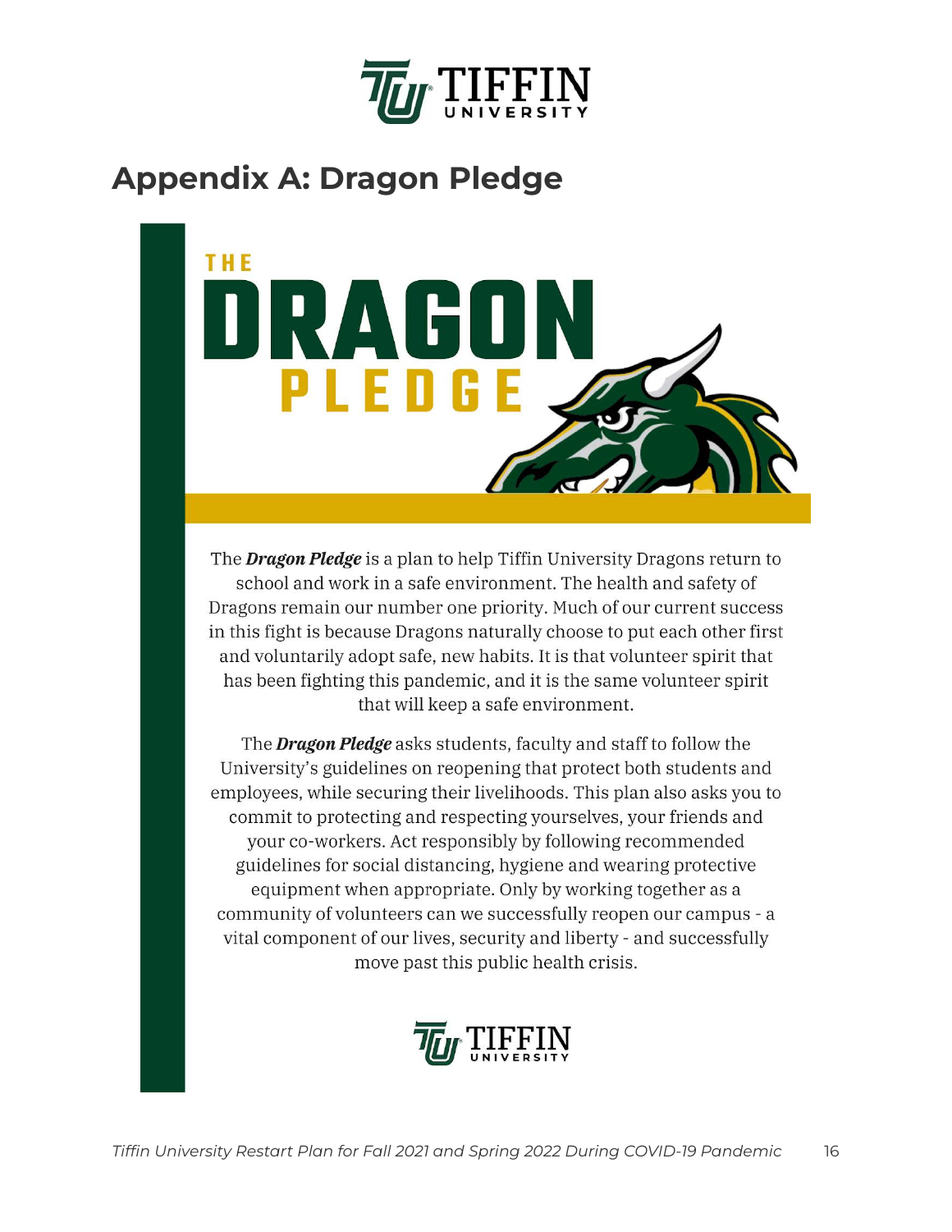# Appendix A: Dragon Pledge

THE **DRAGON** PLEDGE

The ***Dragon Pledge*** is a plan to help Tiffin University Dragons return to school and work in a safe environment. The health and safety of Dragons remain our number one priority. Much of our current success in this fight is because Dragons naturally choose to put each other first and voluntarily adopt safe, new habits. It is that volunteer spirit that has been fighting this pandemic, and it is the same volunteer spirit that will keep a safe environment.

The ***Dragon Pledge*** asks students, faculty and staff to follow the University's guidelines on reopening that protect both students and employees, while securing their livelihoods. This plan also asks you to commit to protecting and respecting yourselves, your friends and your co-workers. Act responsibly by following recommended guidelines for social distancing, hygiene and wearing protective equipment when appropriate. Only by working together as a community of volunteers can we successfully reopen our campus - a vital component of our lives, security and liberty - and successfully move past this public health crisis.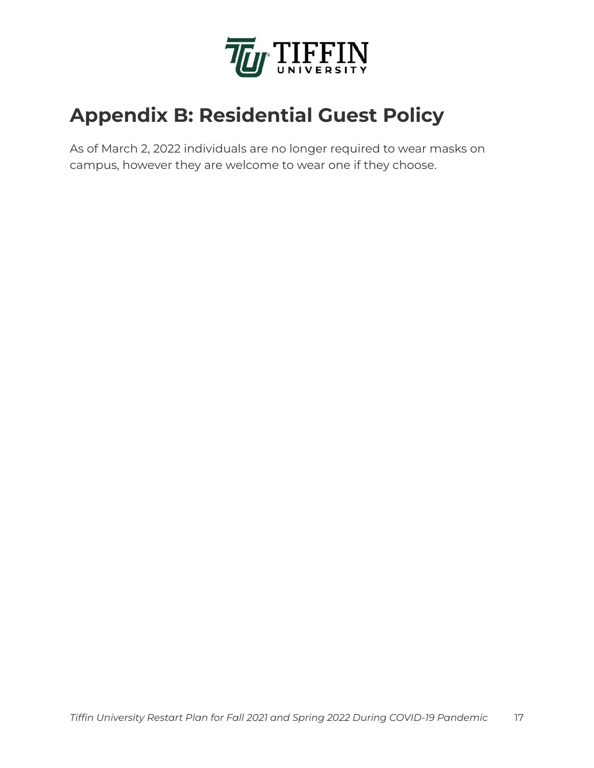# Appendix B: Residential Guest Policy

As of March 2, 2022 individuals are no longer required to wear masks on campus, however they are welcome to wear one if they choose.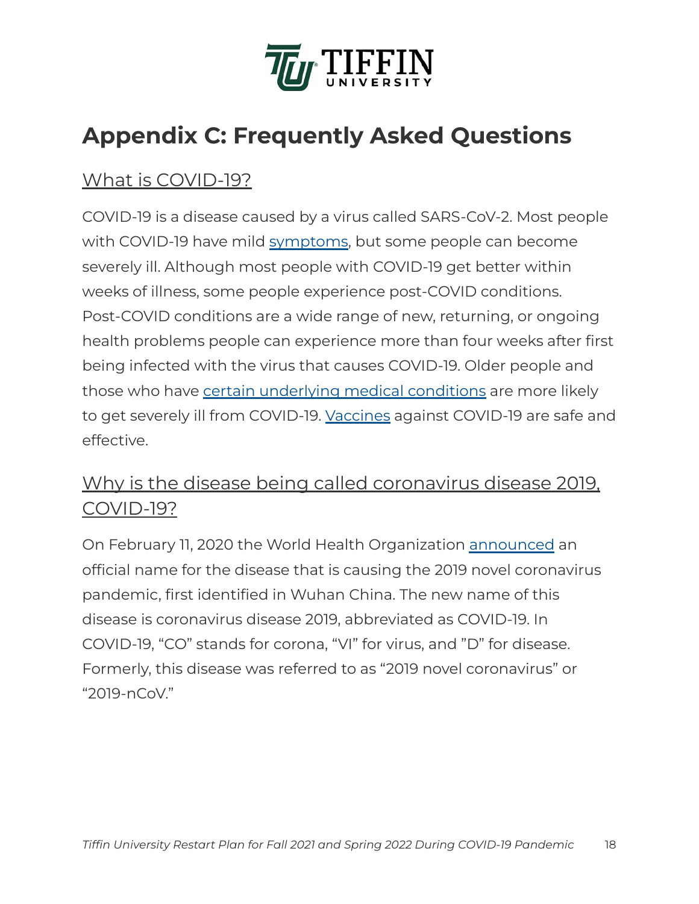# Appendix C: Frequently Asked Questions

## What is COVID-19?

COVID-19 is a disease caused by a virus called SARS-CoV-2. Most people with COVID-19 have mild symptoms, but some people can become severely ill. Although most people with COVID-19 get better within weeks of illness, some people experience post-COVID conditions. Post-COVID conditions are a wide range of new, returning, or ongoing health problems people can experience more than four weeks after first being infected with the virus that causes COVID-19. Older people and those who have certain underlying medical conditions are more likely to get severely ill from COVID-19. Vaccines against COVID-19 are safe and effective.

## Why is the disease being called coronavirus disease 2019, COVID-19?

On February 11, 2020 the World Health Organization announced an official name for the disease that is causing the 2019 novel coronavirus pandemic, first identified in Wuhan China. The new name of this disease is coronavirus disease 2019, abbreviated as COVID-19. In COVID-19, “CO” stands for corona, “VI” for virus, and ”D” for disease. Formerly, this disease was referred to as “2019 novel coronavirus” or “2019-nCoV.”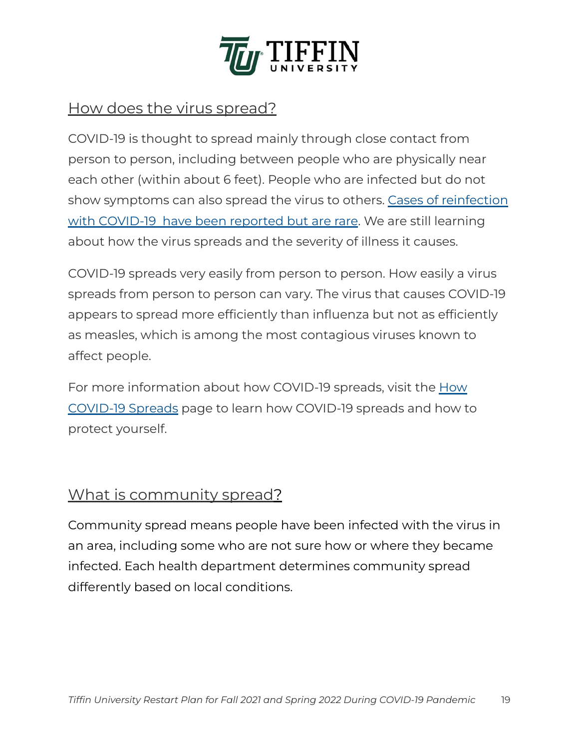## How does the virus spread?

COVID-19 is thought to spread mainly through close contact from person to person, including between people who are physically near each other (within about 6 feet). People who are infected but do not show symptoms can also spread the virus to others. [Cases of reinfection with COVID-19 have been reported but are rare](). We are still learning about how the virus spreads and the severity of illness it causes.

COVID-19 spreads very easily from person to person. How easily a virus spreads from person to person can vary. The virus that causes COVID-19 appears to spread more efficiently than influenza but not as efficiently as measles, which is among the most contagious viruses known to affect people.

For more information about how COVID-19 spreads, visit the [How COVID-19 Spreads]() page to learn how COVID-19 spreads and how to protect yourself.

## What is community spread?

Community spread means people have been infected with the virus in an area, including some who are not sure how or where they became infected. Each health department determines community spread differently based on local conditions.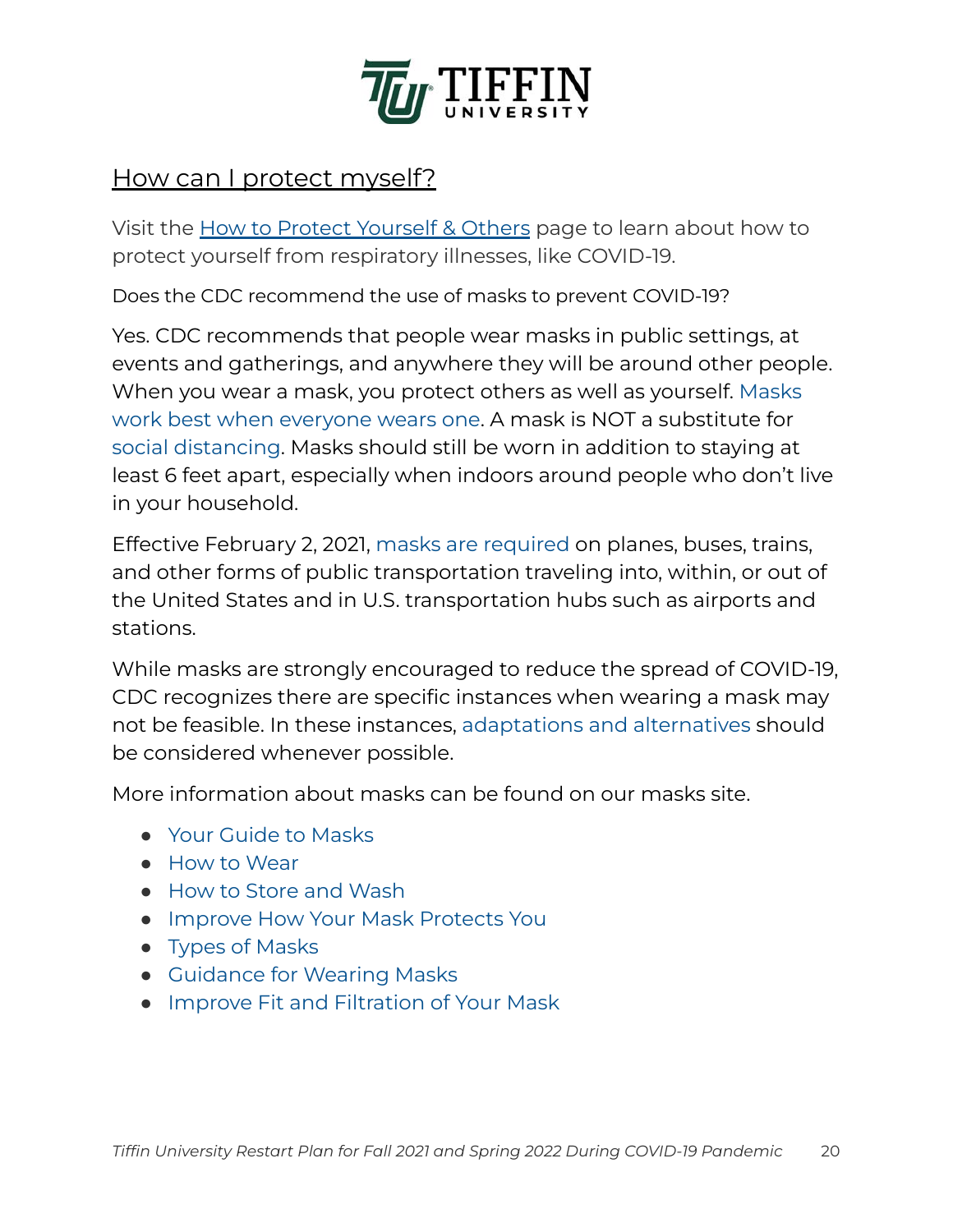## How can I protect myself?

Visit the [How to Protect Yourself & Others](#) page to learn about how to protect yourself from respiratory illnesses, like COVID-19.

Does the CDC recommend the use of masks to prevent COVID-19?

Yes. CDC recommends that people wear masks in public settings, at events and gatherings, and anywhere they will be around other people. When you wear a mask, you protect others as well as yourself. Masks work best when everyone wears one. A mask is NOT a substitute for social distancing. Masks should still be worn in addition to staying at least 6 feet apart, especially when indoors around people who don't live in your household.

Effective February 2, 2021, masks are required on planes, buses, trains, and other forms of public transportation traveling into, within, or out of the United States and in U.S. transportation hubs such as airports and stations.

While masks are strongly encouraged to reduce the spread of COVID-19, CDC recognizes there are specific instances when wearing a mask may not be feasible. In these instances, adaptations and alternatives should be considered whenever possible.

More information about masks can be found on our masks site.

- Your Guide to Masks
- How to Wear
- How to Store and Wash
- Improve How Your Mask Protects You
- Types of Masks
- Guidance for Wearing Masks
- Improve Fit and Filtration of Your Mask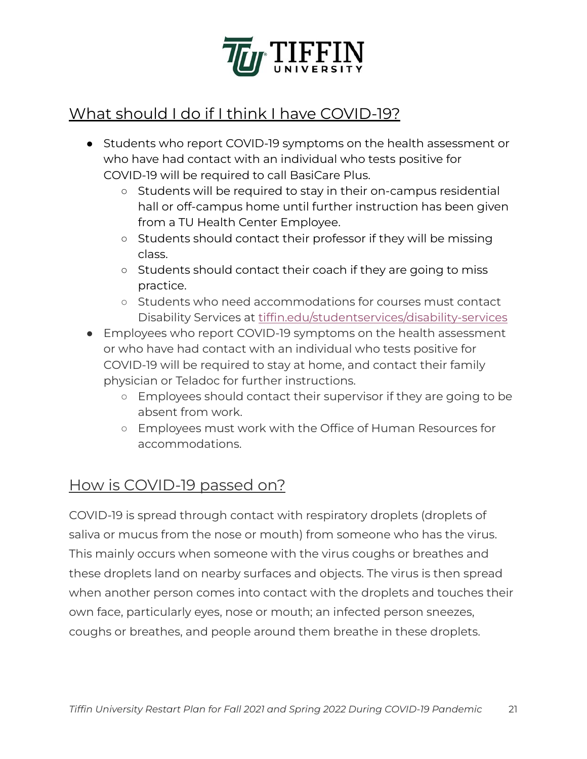## What should I do if I think I have COVID-19?

- Students who report COVID-19 symptoms on the health assessment or who have had contact with an individual who tests positive for COVID-19 will be required to call BasiCare Plus.
  - Students will be required to stay in their on-campus residential hall or off-campus home until further instruction has been given from a TU Health Center Employee.
  - Students should contact their professor if they will be missing class.
  - Students should contact their coach if they are going to miss practice.
  - Students who need accommodations for courses must contact Disability Services at [tiffin.edu/studentservices/disability-services](tiffin.edu/studentservices/disability-services)
- Employees who report COVID-19 symptoms on the health assessment or who have had contact with an individual who tests positive for COVID-19 will be required to stay at home, and contact their family physician or Teladoc for further instructions.
  - Employees should contact their supervisor if they are going to be absent from work.
  - Employees must work with the Office of Human Resources for accommodations.

## How is COVID-19 passed on?

COVID-19 is spread through contact with respiratory droplets (droplets of saliva or mucus from the nose or mouth) from someone who has the virus. This mainly occurs when someone with the virus coughs or breathes and these droplets land on nearby surfaces and objects. The virus is then spread when another person comes into contact with the droplets and touches their own face, particularly eyes, nose or mouth; an infected person sneezes, coughs or breathes, and people around them breathe in these droplets.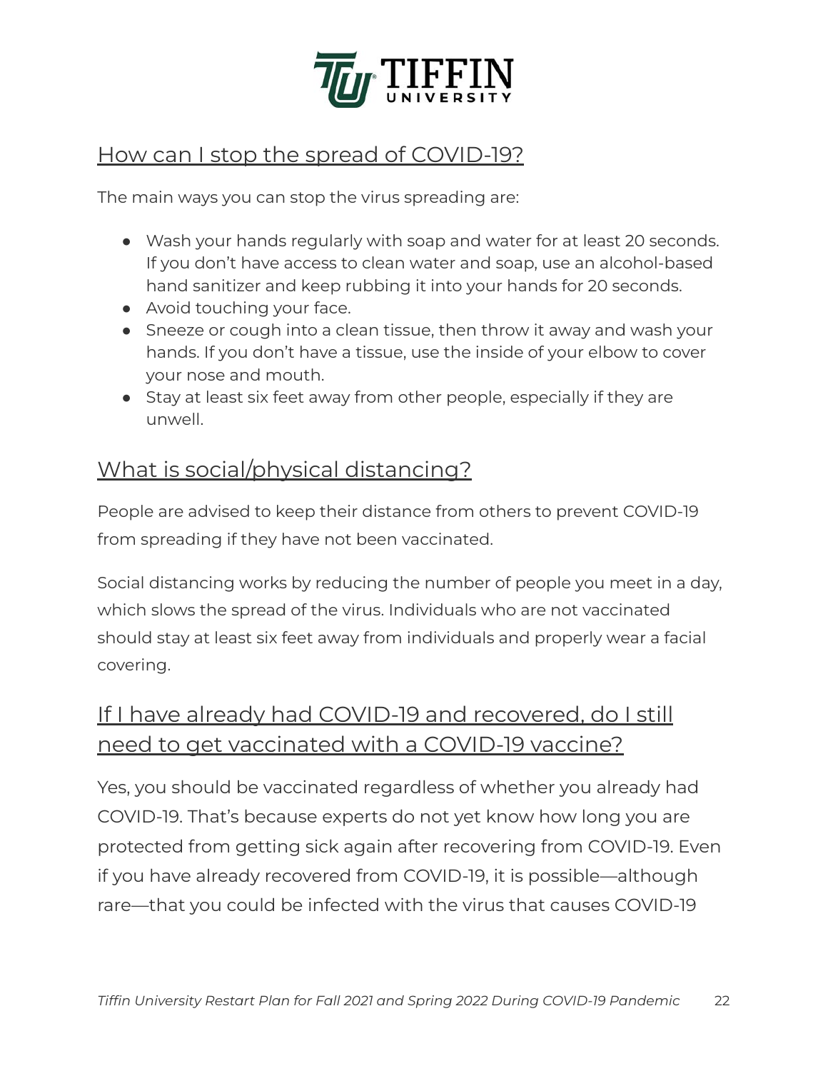## How can I stop the spread of COVID-19?

The main ways you can stop the virus spreading are:

- Wash your hands regularly with soap and water for at least 20 seconds. If you don't have access to clean water and soap, use an alcohol-based hand sanitizer and keep rubbing it into your hands for 20 seconds.
- Avoid touching your face.
- Sneeze or cough into a clean tissue, then throw it away and wash your hands. If you don't have a tissue, use the inside of your elbow to cover your nose and mouth.
- Stay at least six feet away from other people, especially if they are unwell.

## What is social/physical distancing?

People are advised to keep their distance from others to prevent COVID-19 from spreading if they have not been vaccinated.

Social distancing works by reducing the number of people you meet in a day, which slows the spread of the virus. Individuals who are not vaccinated should stay at least six feet away from individuals and properly wear a facial covering.

## If I have already had COVID-19 and recovered, do I still need to get vaccinated with a COVID-19 vaccine?

Yes, you should be vaccinated regardless of whether you already had COVID-19. That's because experts do not yet know how long you are protected from getting sick again after recovering from COVID-19. Even if you have already recovered from COVID-19, it is possible—although rare—that you could be infected with the virus that causes COVID-19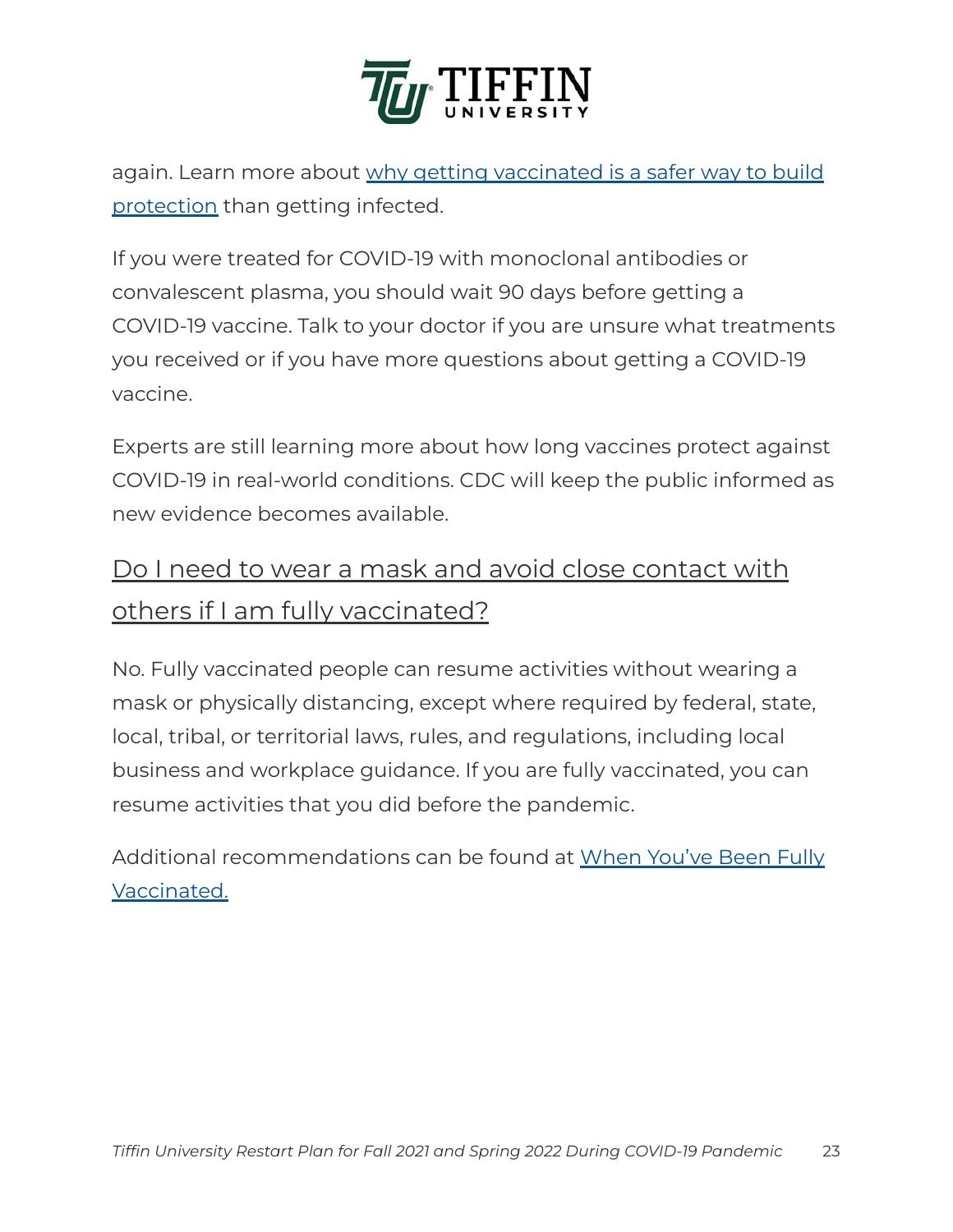again. Learn more about [why getting vaccinated is a safer way to build protection]() than getting infected.

If you were treated for COVID-19 with monoclonal antibodies or convalescent plasma, you should wait 90 days before getting a COVID-19 vaccine. Talk to your doctor if you are unsure what treatments you received or if you have more questions about getting a COVID-19 vaccine.

Experts are still learning more about how long vaccines protect against COVID-19 in real-world conditions. CDC will keep the public informed as new evidence becomes available.

## Do I need to wear a mask and avoid close contact with others if I am fully vaccinated?

No. Fully vaccinated people can resume activities without wearing a mask or physically distancing, except where required by federal, state, local, tribal, or territorial laws, rules, and regulations, including local business and workplace guidance. If you are fully vaccinated, you can resume activities that you did before the pandemic.

Additional recommendations can be found at [When You've Been Fully Vaccinated.]()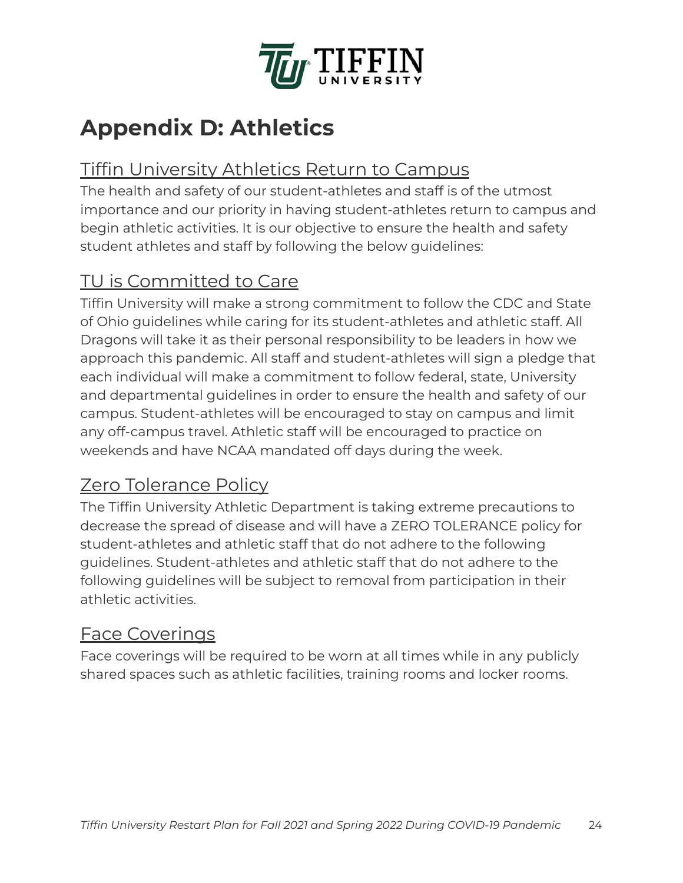# Appendix D: Athletics

## Tiffin University Athletics Return to Campus

The health and safety of our student-athletes and staff is of the utmost importance and our priority in having student-athletes return to campus and begin athletic activities. It is our objective to ensure the health and safety student athletes and staff by following the below guidelines:

## TU is Committed to Care

Tiffin University will make a strong commitment to follow the CDC and State of Ohio guidelines while caring for its student-athletes and athletic staff. All Dragons will take it as their personal responsibility to be leaders in how we approach this pandemic. All staff and student-athletes will sign a pledge that each individual will make a commitment to follow federal, state, University and departmental guidelines in order to ensure the health and safety of our campus. Student-athletes will be encouraged to stay on campus and limit any off-campus travel. Athletic staff will be encouraged to practice on weekends and have NCAA mandated off days during the week.

## Zero Tolerance Policy

The Tiffin University Athletic Department is taking extreme precautions to decrease the spread of disease and will have a ZERO TOLERANCE policy for student-athletes and athletic staff that do not adhere to the following guidelines. Student-athletes and athletic staff that do not adhere to the following guidelines will be subject to removal from participation in their athletic activities.

## Face Coverings

Face coverings will be required to be worn at all times while in any publicly shared spaces such as athletic facilities, training rooms and locker rooms.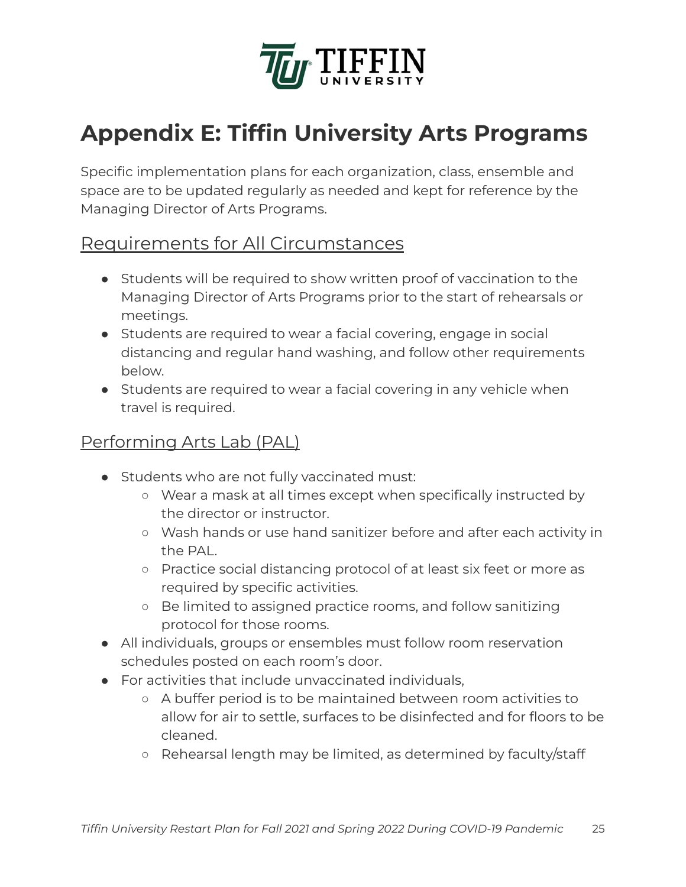# Appendix E: Tiffin University Arts Programs

Specific implementation plans for each organization, class, ensemble and space are to be updated regularly as needed and kept for reference by the Managing Director of Arts Programs.

## Requirements for All Circumstances

- Students will be required to show written proof of vaccination to the Managing Director of Arts Programs prior to the start of rehearsals or meetings.
- Students are required to wear a facial covering, engage in social distancing and regular hand washing, and follow other requirements below.
- Students are required to wear a facial covering in any vehicle when travel is required.

## Performing Arts Lab (PAL)

- Students who are not fully vaccinated must:
  - Wear a mask at all times except when specifically instructed by the director or instructor.
  - Wash hands or use hand sanitizer before and after each activity in the PAL.
  - Practice social distancing protocol of at least six feet or more as required by specific activities.
  - Be limited to assigned practice rooms, and follow sanitizing protocol for those rooms.
- All individuals, groups or ensembles must follow room reservation schedules posted on each room's door.
- For activities that include unvaccinated individuals,
  - A buffer period is to be maintained between room activities to allow for air to settle, surfaces to be disinfected and for floors to be cleaned.
  - Rehearsal length may be limited, as determined by faculty/staff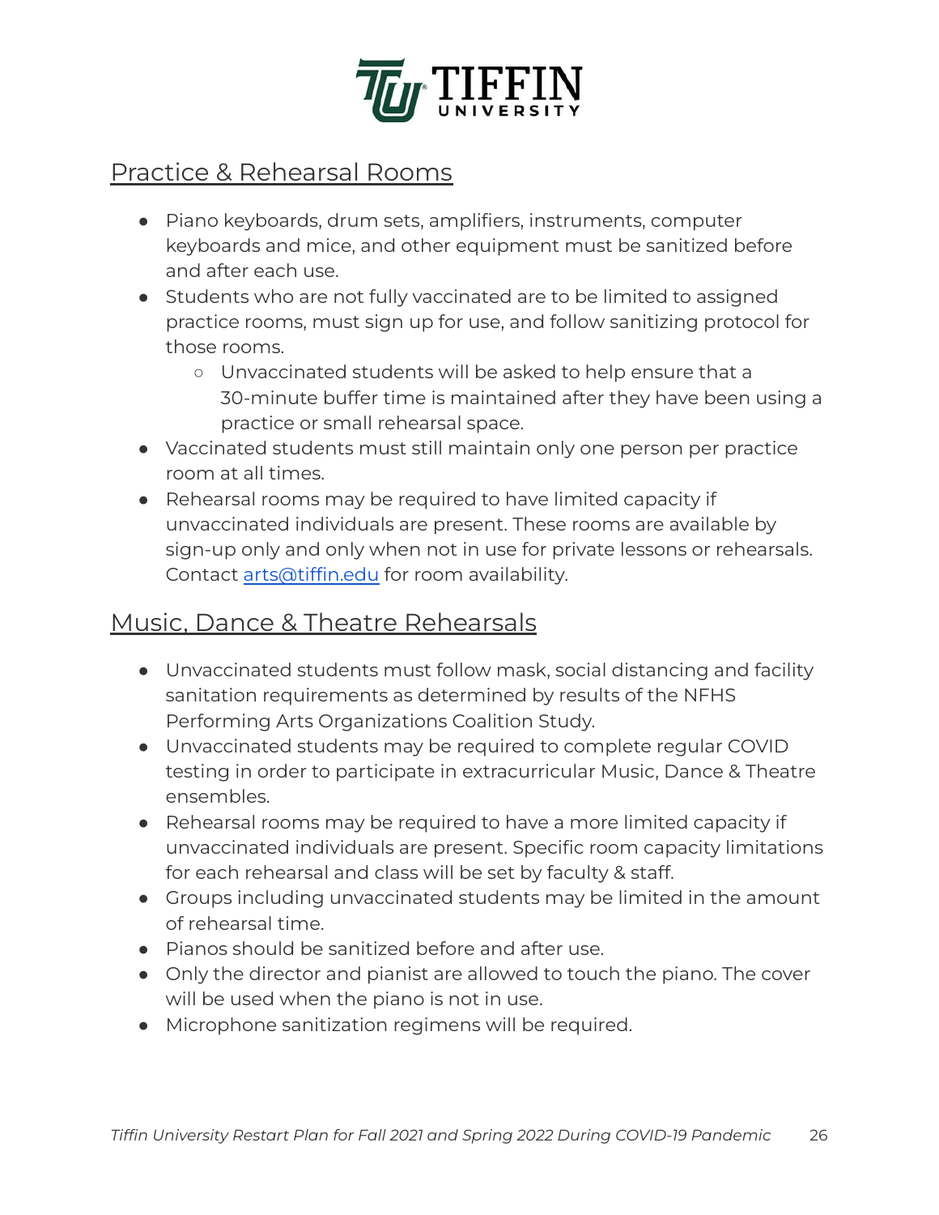## Practice & Rehearsal Rooms

- Piano keyboards, drum sets, amplifiers, instruments, computer keyboards and mice, and other equipment must be sanitized before and after each use.
- Students who are not fully vaccinated are to be limited to assigned practice rooms, must sign up for use, and follow sanitizing protocol for those rooms.
  - Unvaccinated students will be asked to help ensure that a 30-minute buffer time is maintained after they have been using a practice or small rehearsal space.
- Vaccinated students must still maintain only one person per practice room at all times.
- Rehearsal rooms may be required to have limited capacity if unvaccinated individuals are present. These rooms are available by sign-up only and only when not in use for private lessons or rehearsals. Contact [arts@tiffin.edu](mailto:arts@tiffin.edu) for room availability.

## Music, Dance & Theatre Rehearsals

- Unvaccinated students must follow mask, social distancing and facility sanitation requirements as determined by results of the NFHS Performing Arts Organizations Coalition Study.
- Unvaccinated students may be required to complete regular COVID testing in order to participate in extracurricular Music, Dance & Theatre ensembles.
- Rehearsal rooms may be required to have a more limited capacity if unvaccinated individuals are present. Specific room capacity limitations for each rehearsal and class will be set by faculty & staff.
- Groups including unvaccinated students may be limited in the amount of rehearsal time.
- Pianos should be sanitized before and after use.
- Only the director and pianist are allowed to touch the piano. The cover will be used when the piano is not in use.
- Microphone sanitization regimens will be required.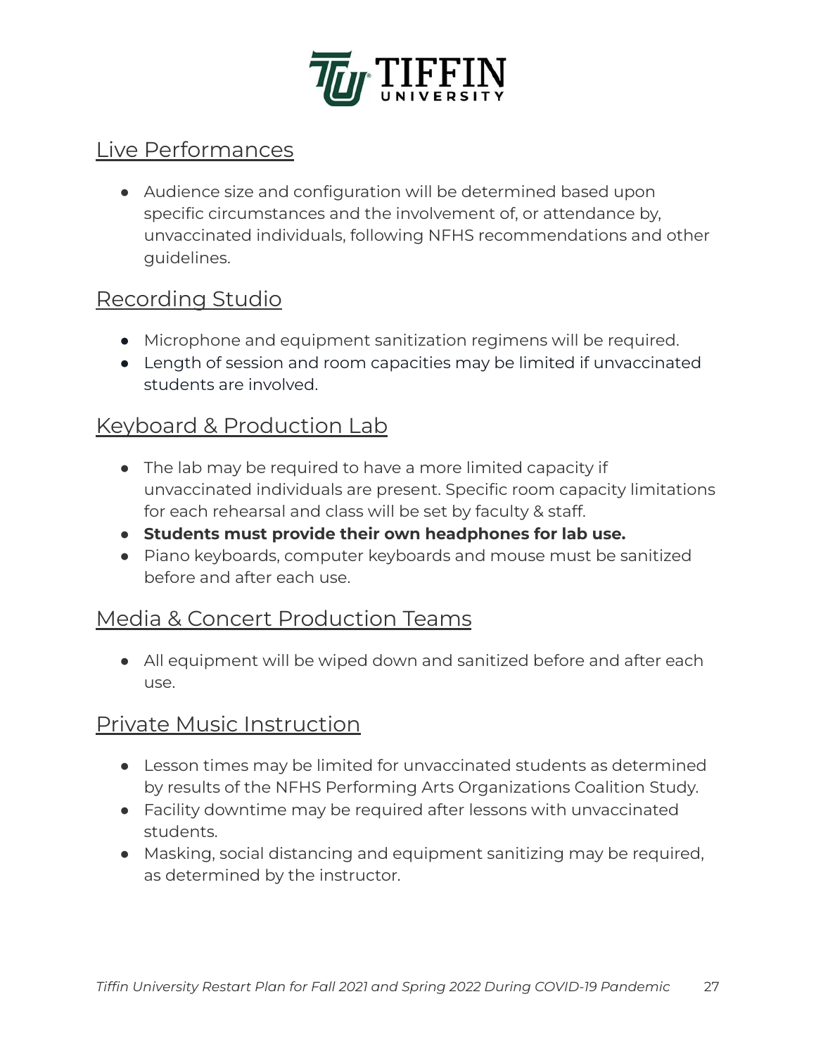## Live Performances

- Audience size and configuration will be determined based upon specific circumstances and the involvement of, or attendance by, unvaccinated individuals, following NFHS recommendations and other guidelines.

## Recording Studio

- Microphone and equipment sanitization regimens will be required.
- Length of session and room capacities may be limited if unvaccinated students are involved.

## Keyboard & Production Lab

- The lab may be required to have a more limited capacity if unvaccinated individuals are present. Specific room capacity limitations for each rehearsal and class will be set by faculty & staff.
- **Students must provide their own headphones for lab use.**
- Piano keyboards, computer keyboards and mouse must be sanitized before and after each use.

## Media & Concert Production Teams

- All equipment will be wiped down and sanitized before and after each use.

## Private Music Instruction

- Lesson times may be limited for unvaccinated students as determined by results of the NFHS Performing Arts Organizations Coalition Study.
- Facility downtime may be required after lessons with unvaccinated students.
- Masking, social distancing and equipment sanitizing may be required, as determined by the instructor.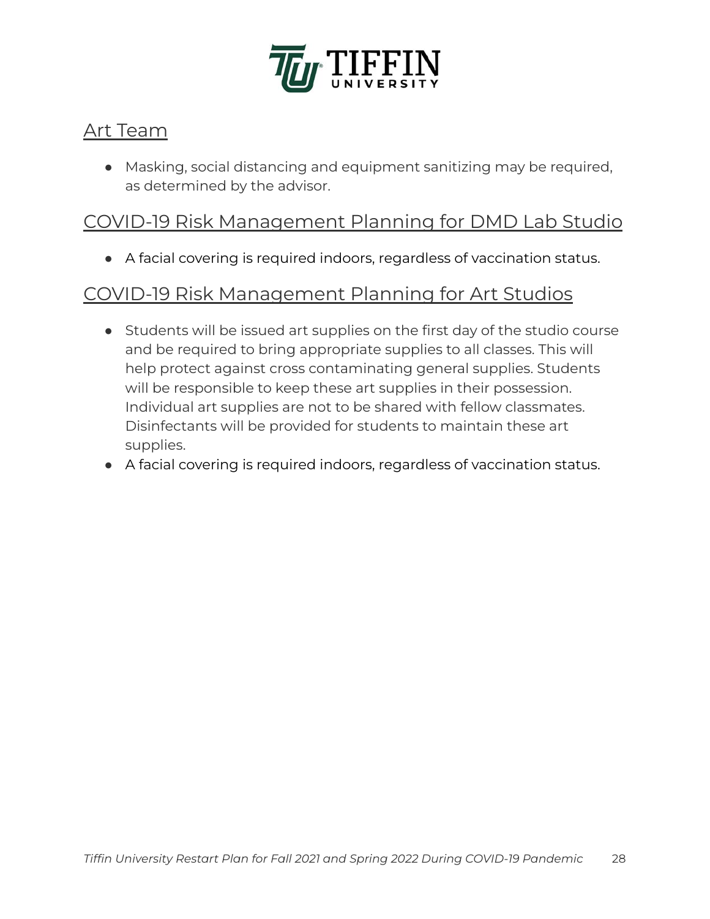## Art Team

- Masking, social distancing and equipment sanitizing may be required, as determined by the advisor.

## COVID-19 Risk Management Planning for DMD Lab Studio

- A facial covering is required indoors, regardless of vaccination status.

## COVID-19 Risk Management Planning for Art Studios

- Students will be issued art supplies on the first day of the studio course and be required to bring appropriate supplies to all classes. This will help protect against cross contaminating general supplies. Students will be responsible to keep these art supplies in their possession. Individual art supplies are not to be shared with fellow classmates. Disinfectants will be provided for students to maintain these art supplies.
- A facial covering is required indoors, regardless of vaccination status.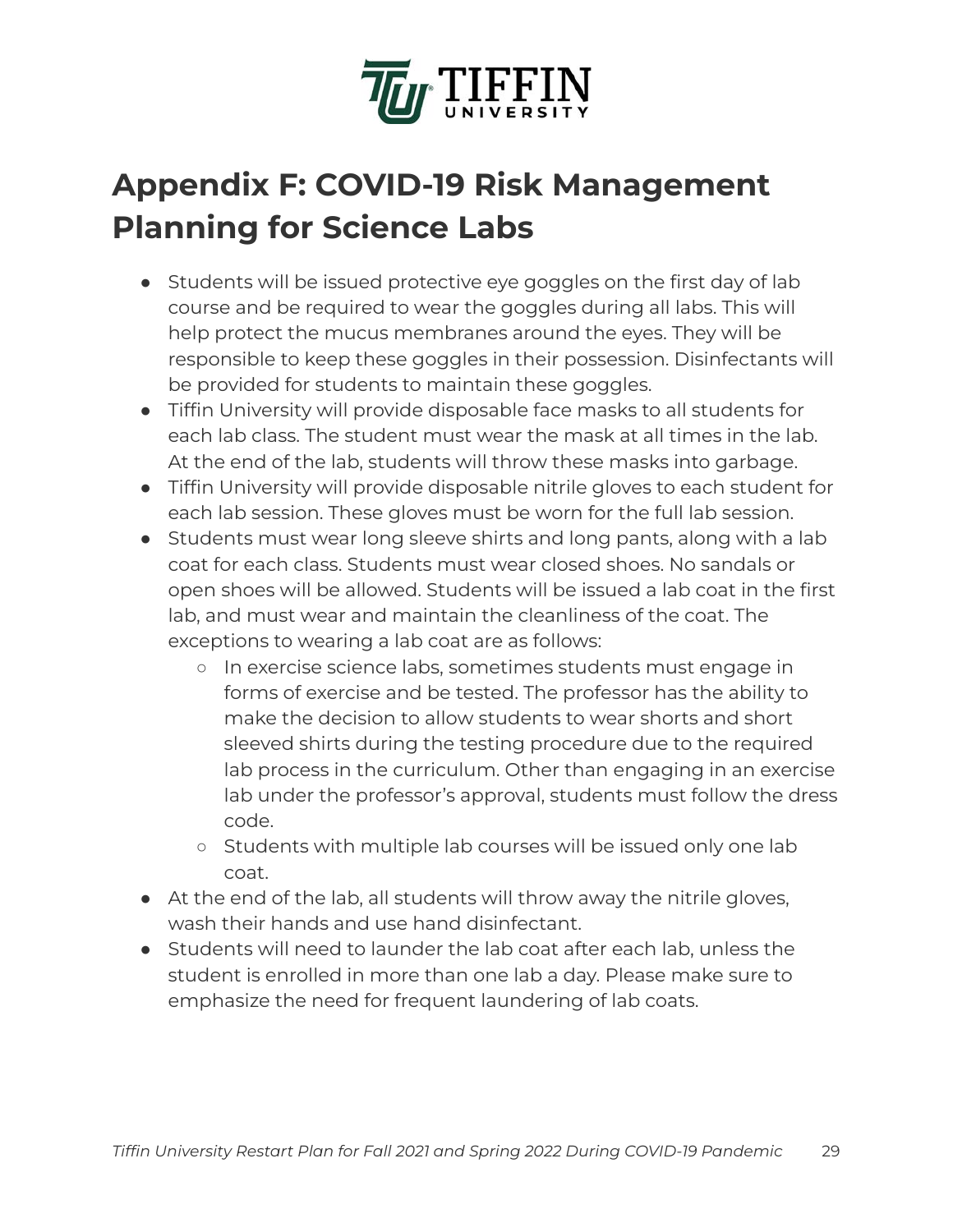# Appendix F: COVID-19 Risk Management Planning for Science Labs

- Students will be issued protective eye goggles on the first day of lab course and be required to wear the goggles during all labs. This will help protect the mucus membranes around the eyes. They will be responsible to keep these goggles in their possession. Disinfectants will be provided for students to maintain these goggles.
- Tiffin University will provide disposable face masks to all students for each lab class. The student must wear the mask at all times in the lab. At the end of the lab, students will throw these masks into garbage.
- Tiffin University will provide disposable nitrile gloves to each student for each lab session. These gloves must be worn for the full lab session.
- Students must wear long sleeve shirts and long pants, along with a lab coat for each class. Students must wear closed shoes. No sandals or open shoes will be allowed. Students will be issued a lab coat in the first lab, and must wear and maintain the cleanliness of the coat. The exceptions to wearing a lab coat are as follows:
  - In exercise science labs, sometimes students must engage in forms of exercise and be tested. The professor has the ability to make the decision to allow students to wear shorts and short sleeved shirts during the testing procedure due to the required lab process in the curriculum. Other than engaging in an exercise lab under the professor's approval, students must follow the dress code.
  - Students with multiple lab courses will be issued only one lab coat.
- At the end of the lab, all students will throw away the nitrile gloves, wash their hands and use hand disinfectant.
- Students will need to launder the lab coat after each lab, unless the student is enrolled in more than one lab a day. Please make sure to emphasize the need for frequent laundering of lab coats.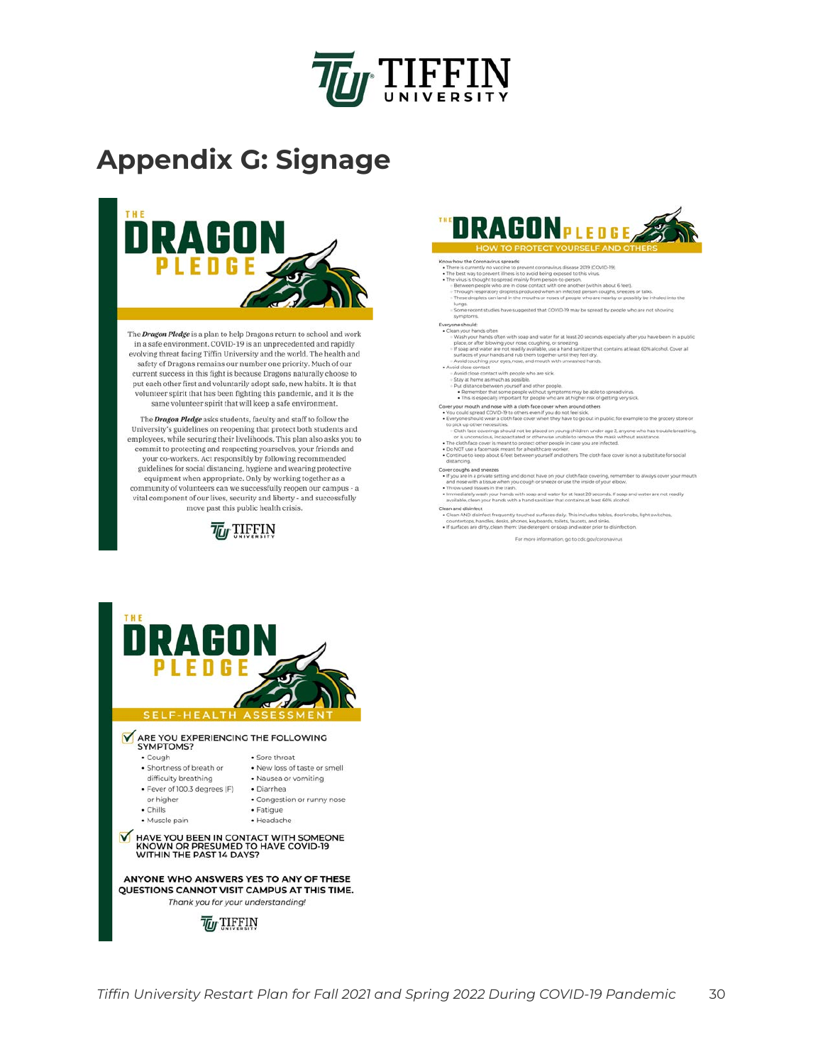# Appendix G: Signage

## THE DRAGON PLEDGE

The *Dragon Pledge* is a plan to help Dragons return to school and work in a safe environment. COVID-19 is an unprecedented and rapidly evolving threat facing Tiffin University and the world. The health and safety of Dragons remains our number one priority. Much of our current success in this fight is because Dragons naturally choose to put each other first and voluntarily adopt safe, new habits. It is that volunteer spirit that has been fighting this pandemic, and it is the same volunteer spirit that will keep a safe environment.

The *Dragon Pledge* asks students, faculty and staff to follow the University's guidelines on reopening that protect both students and employees, while securing their livelihoods. This plan also asks you to commit to protecting and respecting yourselves, your friends and your co-workers. Act responsibly by following recommended guidelines for social distancing, hygiene and wearing protective equipment when appropriate. Only by working together as a community of volunteers can we successfully reopen our campus - a vital component of our lives, security and liberty - and successfully move past this public health crisis.

TIFFIN UNIVERSITY

## THE DRAGON PLEDGE

### HOW TO PROTECT YOURSELF AND OTHERS

**Know how the Coronavirus spreads**

- There is currently no vaccine to prevent coronavirus disease 2019 (COVID-19).
- The best way to prevent illness is to avoid being exposed to this virus.
- The virus is thought to spread mainly from person-to-person.
  - Between people who are in close contact with one another (within about 6 feet).
  - Through respiratory droplets produced when an infected person coughs, sneezes or talks.
  - These droplets can land in the mouths or noses of people who are nearby or possibly be inhaled into the lungs.
  - Some recent studies have suggested that COVID-19 may be spread by people who are not showing symptoms.

**Everyone should:**

- Clean your hands often
  - Wash your hands often with soap and water for at least 20 seconds especially after you have been in a public place, or after blowing your nose, coughing, or sneezing.
  - If soap and water are not readily available, use a hand sanitizer that contains at least 60% alcohol. Cover all surfaces of your hands and rub them together until they feel dry.
  - Avoid touching your eyes, nose, and mouth with unwashed hands.
- Avoid close contact
  - Avoid close contact with people who are sick.
  - Stay at home as much as possible.
  - Put distance between yourself and other people.
    - Remember that some people without symptoms may be able to spread virus.
    - This is especially important for people who are at higher risk of getting very sick.

**Cover your mouth and nose with a cloth face cover when around others**

- You could spread COVID-19 to others even if you do not feel sick.
- Everyone should wear a cloth face cover when they have to go out in public, for example to the grocery store or to pick up other necessities.
  - Cloth face coverings should not be placed on young children under age 2, anyone who has trouble breathing, or is unconscious, incapacitated or otherwise unable to remove the mask without assistance.
- The cloth face cover is meant to protect other people in case you are infected.
- Do NOT use a facemask meant for a healthcare worker.
- Continue to keep about 6 feet between yourself and others. The cloth face cover is not a substitute for social distancing.

**Cover coughs and sneezes**

- If you are in a private setting and do not have on your cloth face covering, remember to always cover your mouth and nose with a tissue when you cough or sneeze or use the inside of your elbow.
- Throw used tissues in the trash.
- Immediately wash your hands with soap and water for at least 20 seconds. If soap and water are not readily available, clean your hands with a hand sanitizer that contains at least 60% alcohol.

**Clean and disinfect**

- Clean AND disinfect frequently touched surfaces daily. This includes tables, doorknobs, light switches, countertops, handles, desks, phones, keyboards, toilets, faucets, and sinks.
- If surfaces are dirty, clean them: Use detergent or soap and water prior to disinfection.

For more information, go to cdc.gov/coronavirus

## THE DRAGON PLEDGE

### SELF-HEALTH ASSESSMENT

**ARE YOU EXPERIENCING THE FOLLOWING SYMPTOMS?**

- Cough
- Shortness of breath or difficulty breathing
- Fever of 100.3 degrees (F) or higher
- Chills
- Muscle pain
- Sore throat
- New loss of taste or smell
- Nausea or vomiting
- Diarrhea
- Congestion or runny nose
- Fatigue
- Headache

**HAVE YOU BEEN IN CONTACT WITH SOMEONE KNOWN OR PRESUMED TO HAVE COVID-19 WITHIN THE PAST 14 DAYS?**

**ANYONE WHO ANSWERS YES TO ANY OF THESE QUESTIONS CANNOT VISIT CAMPUS AT THIS TIME.**

*Thank you for your understanding!*

TIFFIN UNIVERSITY